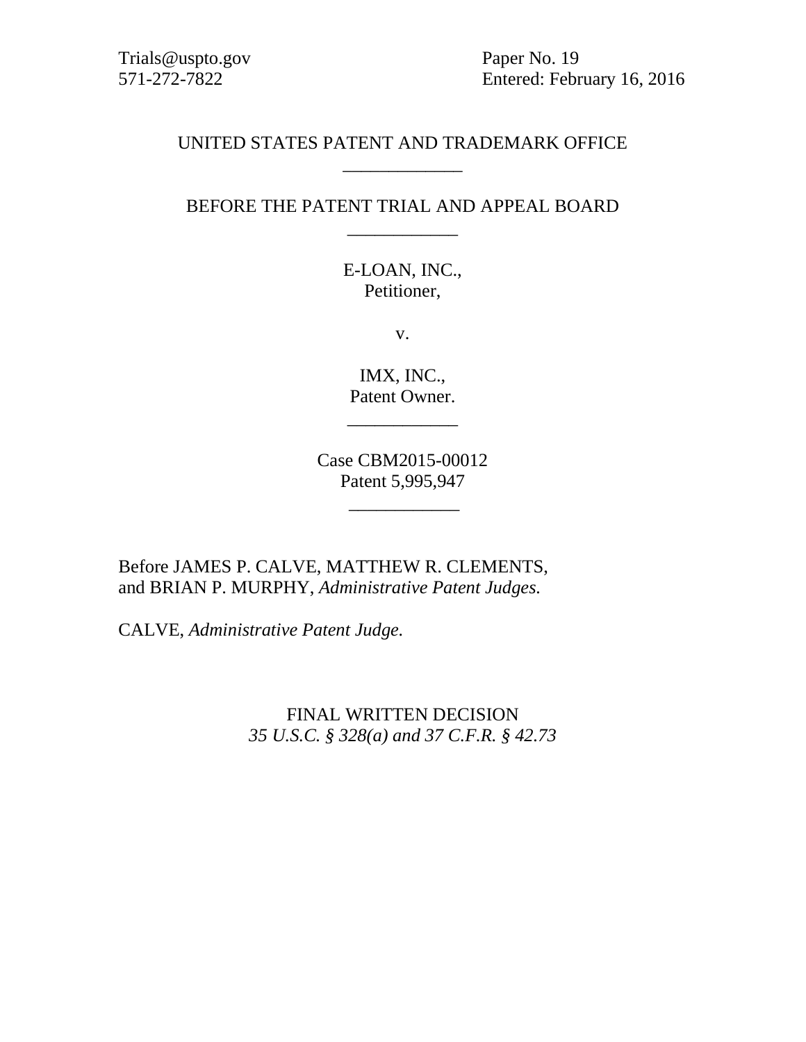Trials@uspto.gov
571-272-7822

Paper No. 19
Entered: February 16, 2016

UNITED STATES PATENT AND TRADEMARK OFFICE

---

BEFORE THE PATENT TRIAL AND APPEAL BOARD

---

E-LOAN, INC.,
Petitioner,

v.

IMX, INC.,
Patent Owner.

---

Case CBM2015-00012
Patent 5,995,947

---

Before JAMES P. CALVE, MATTHEW R. CLEMENTS, and BRIAN P. MURPHY, *Administrative Patent Judges.*

CALVE, *Administrative Patent Judge.*

FINAL WRITTEN DECISION
*35 U.S.C. § 328(a) and 37 C.F.R. § 42.73*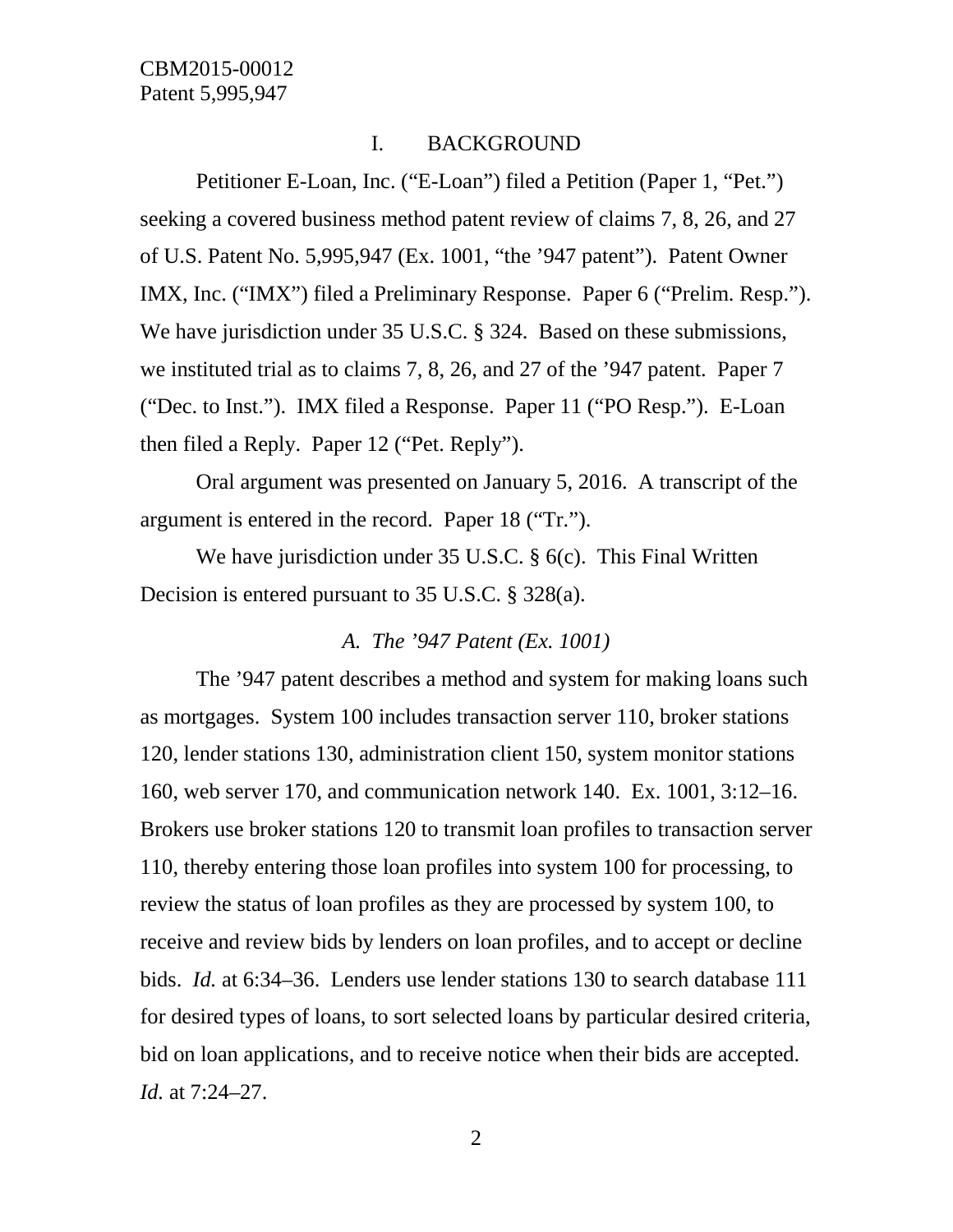## I. BACKGROUND

Petitioner E-Loan, Inc. ("E-Loan") filed a Petition (Paper 1, "Pet.") seeking a covered business method patent review of claims 7, 8, 26, and 27 of U.S. Patent No. 5,995,947 (Ex. 1001, "the '947 patent"). Patent Owner IMX, Inc. ("IMX") filed a Preliminary Response. Paper 6 ("Prelim. Resp."). We have jurisdiction under 35 U.S.C. § 324. Based on these submissions, we instituted trial as to claims 7, 8, 26, and 27 of the '947 patent. Paper 7 ("Dec. to Inst."). IMX filed a Response. Paper 11 ("PO Resp."). E-Loan then filed a Reply. Paper 12 ("Pet. Reply").

Oral argument was presented on January 5, 2016. A transcript of the argument is entered in the record. Paper 18 ("Tr.").

We have jurisdiction under 35 U.S.C. § 6(c). This Final Written Decision is entered pursuant to 35 U.S.C. § 328(a).

### *A. The '947 Patent (Ex. 1001)*

The '947 patent describes a method and system for making loans such as mortgages. System 100 includes transaction server 110, broker stations 120, lender stations 130, administration client 150, system monitor stations 160, web server 170, and communication network 140. Ex. 1001, 3:12–16. Brokers use broker stations 120 to transmit loan profiles to transaction server 110, thereby entering those loan profiles into system 100 for processing, to review the status of loan profiles as they are processed by system 100, to receive and review bids by lenders on loan profiles, and to accept or decline bids. *Id.* at 6:34–36. Lenders use lender stations 130 to search database 111 for desired types of loans, to sort selected loans by particular desired criteria, bid on loan applications, and to receive notice when their bids are accepted. *Id.* at 7:24–27.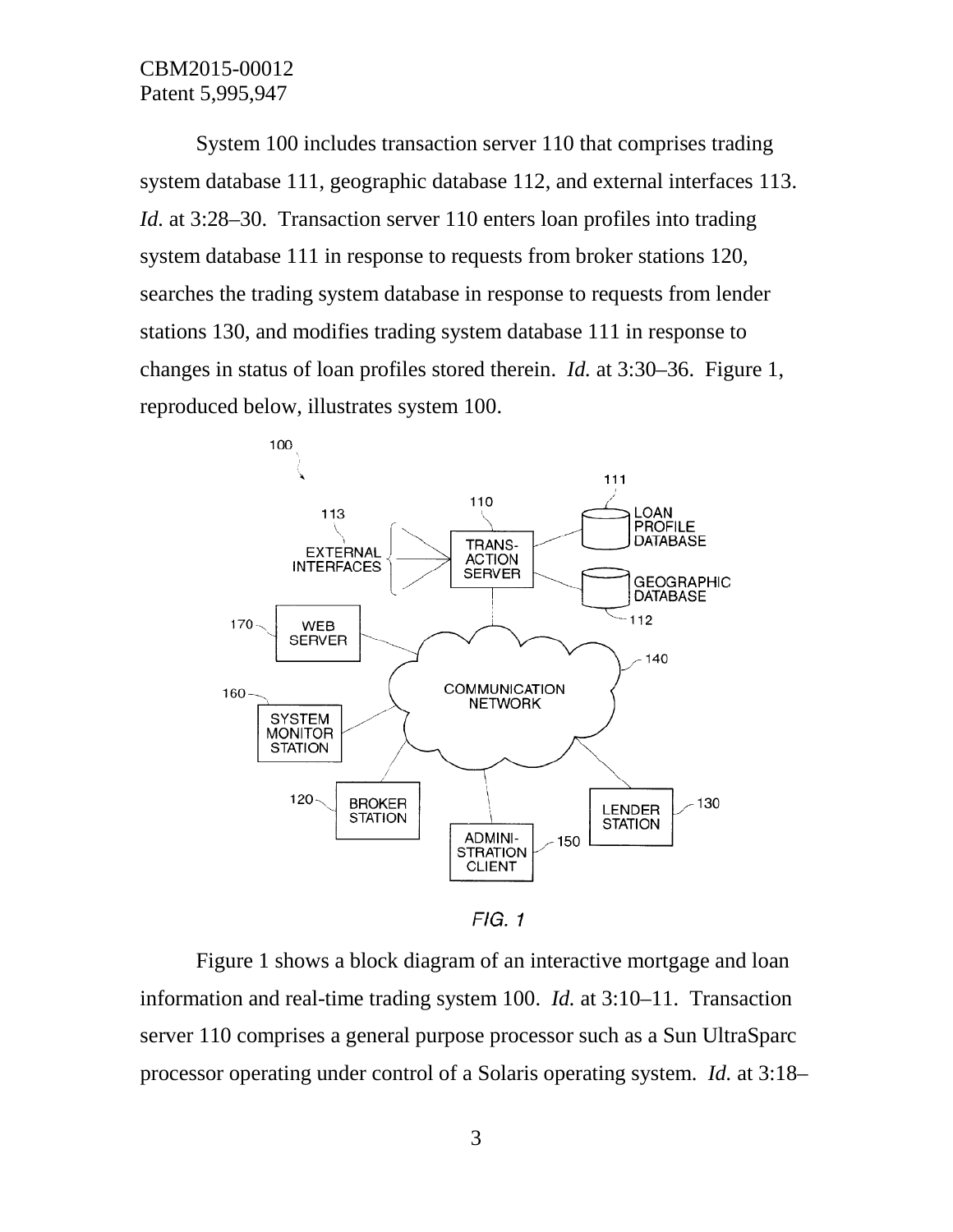System 100 includes transaction server 110 that comprises trading system database 111, geographic database 112, and external interfaces 113. *Id.* at 3:28–30. Transaction server 110 enters loan profiles into trading system database 111 in response to requests from broker stations 120, searches the trading system database in response to requests from lender stations 130, and modifies trading system database 111 in response to changes in status of loan profiles stored therein. *Id.* at 3:30–36. Figure 1, reproduced below, illustrates system 100.

*FIG. 1*

Figure 1 shows a block diagram of an interactive mortgage and loan information and real-time trading system 100. *Id.* at 3:10–11. Transaction server 110 comprises a general purpose processor such as a Sun UltraSparc processor operating under control of a Solaris operating system. *Id.* at 3:18–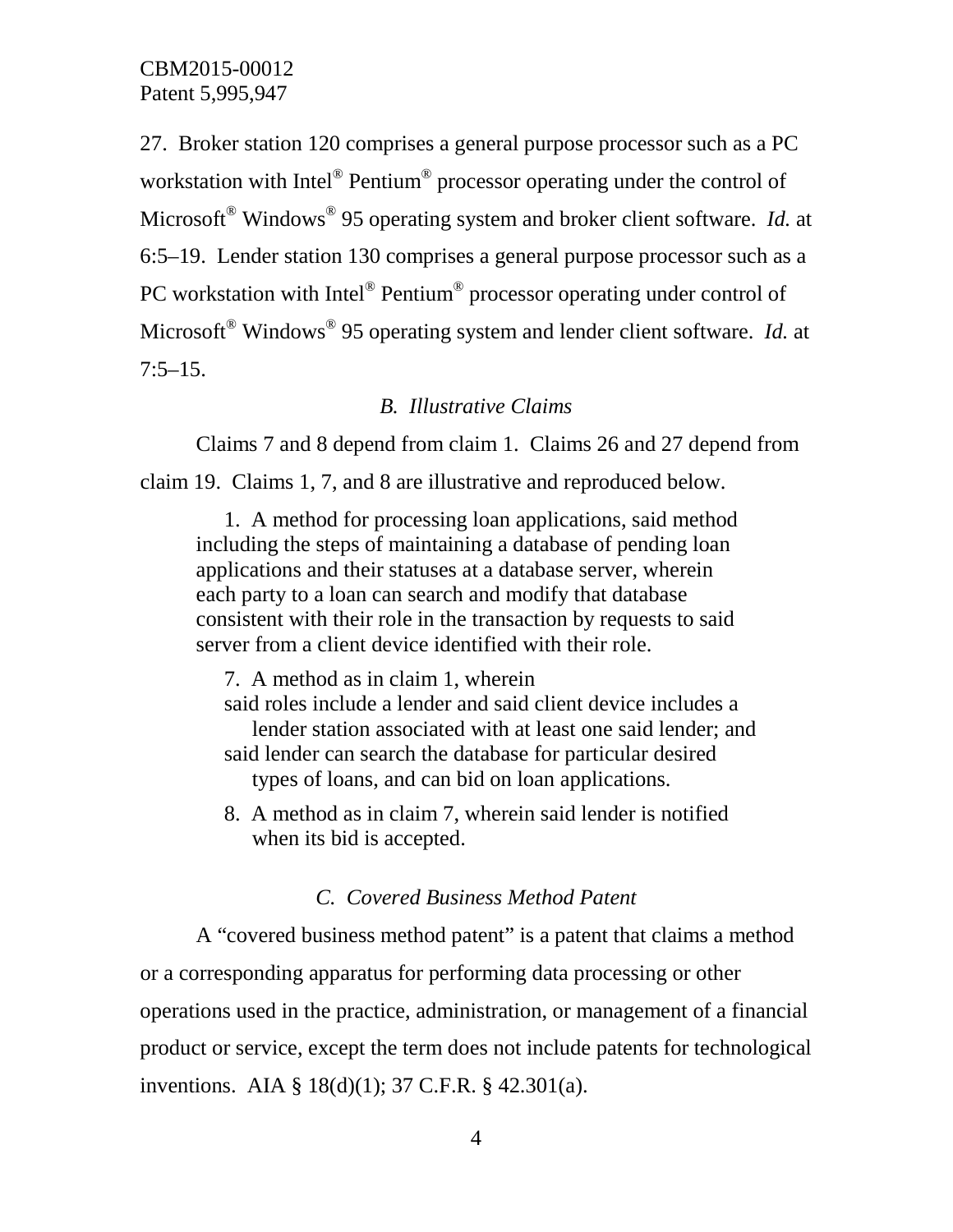27. Broker station 120 comprises a general purpose processor such as a PC workstation with Intel® Pentium® processor operating under the control of Microsoft® Windows® 95 operating system and broker client software. *Id.* at 6:5–19. Lender station 130 comprises a general purpose processor such as a PC workstation with Intel® Pentium® processor operating under control of Microsoft® Windows® 95 operating system and lender client software. *Id.* at 7:5–15.

### *B. Illustrative Claims*

Claims 7 and 8 depend from claim 1. Claims 26 and 27 depend from claim 19. Claims 1, 7, and 8 are illustrative and reproduced below.

> 1. A method for processing loan applications, said method including the steps of maintaining a database of pending loan applications and their statuses at a database server, wherein each party to a loan can search and modify that database consistent with their role in the transaction by requests to said server from a client device identified with their role.
>
> 7. A method as in claim 1, wherein
> said roles include a lender and said client device includes a lender station associated with at least one said lender; and
> said lender can search the database for particular desired types of loans, and can bid on loan applications.
>
> 8. A method as in claim 7, wherein said lender is notified when its bid is accepted.

### *C. Covered Business Method Patent*

A "covered business method patent" is a patent that claims a method or a corresponding apparatus for performing data processing or other operations used in the practice, administration, or management of a financial product or service, except the term does not include patents for technological inventions. AIA § 18(d)(1); 37 C.F.R. § 42.301(a).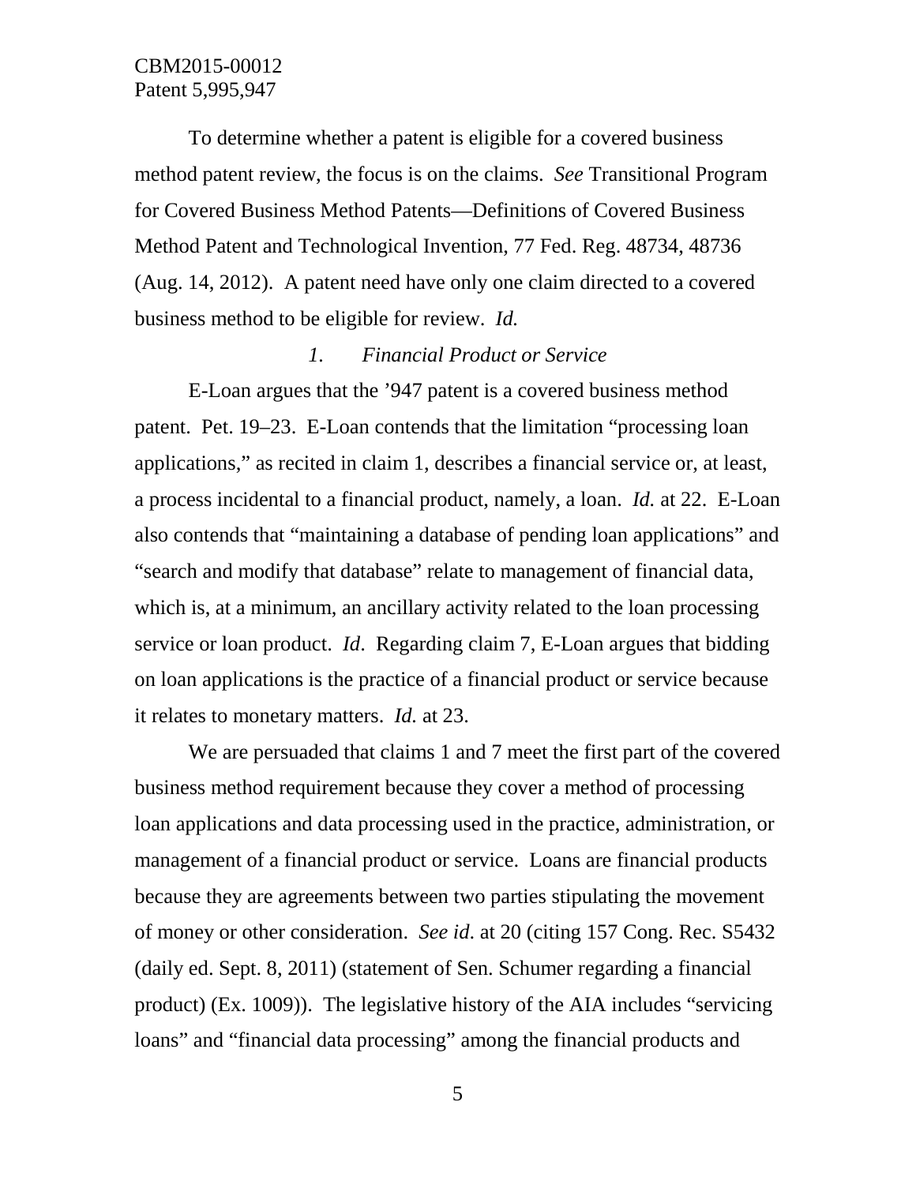To determine whether a patent is eligible for a covered business method patent review, the focus is on the claims. *See* Transitional Program for Covered Business Method Patents—Definitions of Covered Business Method Patent and Technological Invention, 77 Fed. Reg. 48734, 48736 (Aug. 14, 2012). A patent need have only one claim directed to a covered business method to be eligible for review. *Id.*

### *1. Financial Product or Service*

E-Loan argues that the '947 patent is a covered business method patent. Pet. 19–23. E-Loan contends that the limitation "processing loan applications," as recited in claim 1, describes a financial service or, at least, a process incidental to a financial product, namely, a loan. *Id.* at 22. E-Loan also contends that "maintaining a database of pending loan applications" and "search and modify that database" relate to management of financial data, which is, at a minimum, an ancillary activity related to the loan processing service or loan product. *Id*. Regarding claim 7, E-Loan argues that bidding on loan applications is the practice of a financial product or service because it relates to monetary matters. *Id.* at 23.

We are persuaded that claims 1 and 7 meet the first part of the covered business method requirement because they cover a method of processing loan applications and data processing used in the practice, administration, or management of a financial product or service. Loans are financial products because they are agreements between two parties stipulating the movement of money or other consideration. *See id*. at 20 (citing 157 Cong. Rec. S5432 (daily ed. Sept. 8, 2011) (statement of Sen. Schumer regarding a financial product) (Ex. 1009)). The legislative history of the AIA includes "servicing loans" and "financial data processing" among the financial products and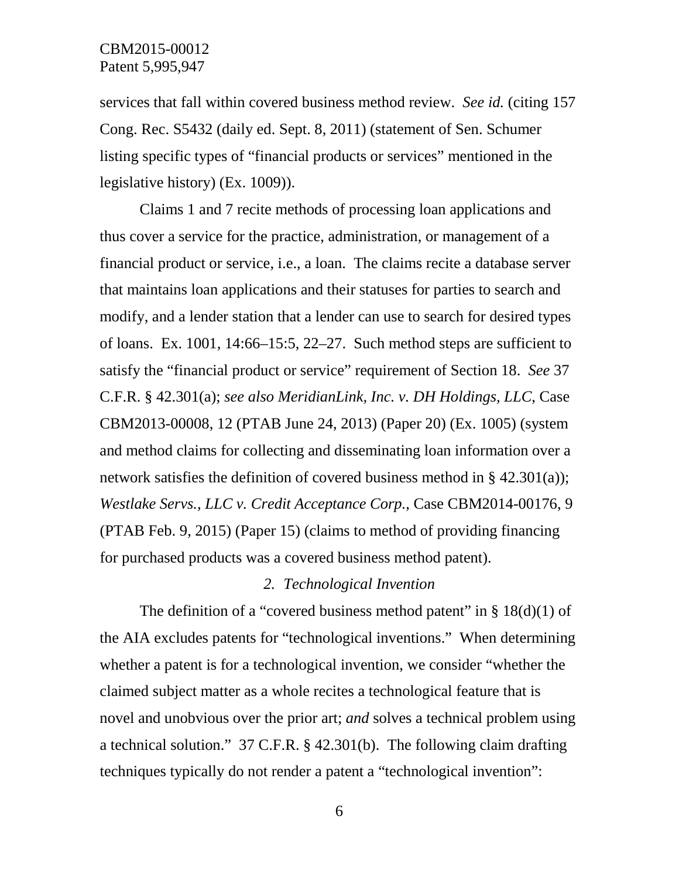services that fall within covered business method review. *See id.* (citing 157 Cong. Rec. S5432 (daily ed. Sept. 8, 2011) (statement of Sen. Schumer listing specific types of "financial products or services" mentioned in the legislative history) (Ex. 1009)).

Claims 1 and 7 recite methods of processing loan applications and thus cover a service for the practice, administration, or management of a financial product or service, i.e., a loan. The claims recite a database server that maintains loan applications and their statuses for parties to search and modify, and a lender station that a lender can use to search for desired types of loans. Ex. 1001, 14:66–15:5, 22–27. Such method steps are sufficient to satisfy the "financial product or service" requirement of Section 18. *See* 37 C.F.R. § 42.301(a); *see also MeridianLink, Inc. v. DH Holdings, LLC*, Case CBM2013-00008, 12 (PTAB June 24, 2013) (Paper 20) (Ex. 1005) (system and method claims for collecting and disseminating loan information over a network satisfies the definition of covered business method in § 42.301(a)); *Westlake Servs., LLC v. Credit Acceptance Corp.*, Case CBM2014-00176, 9 (PTAB Feb. 9, 2015) (Paper 15) (claims to method of providing financing for purchased products was a covered business method patent).

### *2. Technological Invention*

The definition of a "covered business method patent" in § 18(d)(1) of the AIA excludes patents for "technological inventions." When determining whether a patent is for a technological invention, we consider "whether the claimed subject matter as a whole recites a technological feature that is novel and unobvious over the prior art; *and* solves a technical problem using a technical solution." 37 C.F.R. § 42.301(b). The following claim drafting techniques typically do not render a patent a "technological invention":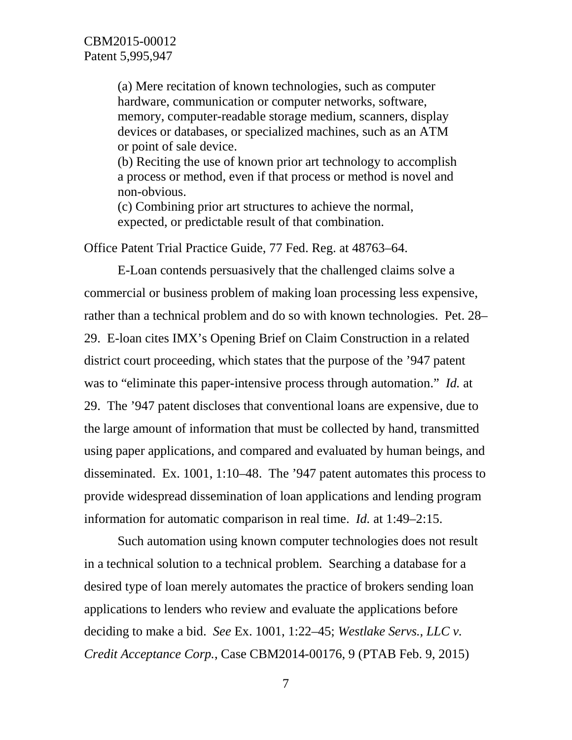> (a) Mere recitation of known technologies, such as computer hardware, communication or computer networks, software, memory, computer-readable storage medium, scanners, display devices or databases, or specialized machines, such as an ATM or point of sale device.
> (b) Reciting the use of known prior art technology to accomplish a process or method, even if that process or method is novel and non-obvious.
> (c) Combining prior art structures to achieve the normal, expected, or predictable result of that combination.

Office Patent Trial Practice Guide, 77 Fed. Reg. at 48763–64.

E-Loan contends persuasively that the challenged claims solve a commercial or business problem of making loan processing less expensive, rather than a technical problem and do so with known technologies. Pet. 28–29. E-loan cites IMX's Opening Brief on Claim Construction in a related district court proceeding, which states that the purpose of the '947 patent was to "eliminate this paper-intensive process through automation." *Id.* at 29. The '947 patent discloses that conventional loans are expensive, due to the large amount of information that must be collected by hand, transmitted using paper applications, and compared and evaluated by human beings, and disseminated. Ex. 1001, 1:10–48. The '947 patent automates this process to provide widespread dissemination of loan applications and lending program information for automatic comparison in real time. *Id.* at 1:49–2:15.

Such automation using known computer technologies does not result in a technical solution to a technical problem. Searching a database for a desired type of loan merely automates the practice of brokers sending loan applications to lenders who review and evaluate the applications before deciding to make a bid. *See* Ex. 1001, 1:22–45; *Westlake Servs., LLC v. Credit Acceptance Corp.*, Case CBM2014-00176, 9 (PTAB Feb. 9, 2015)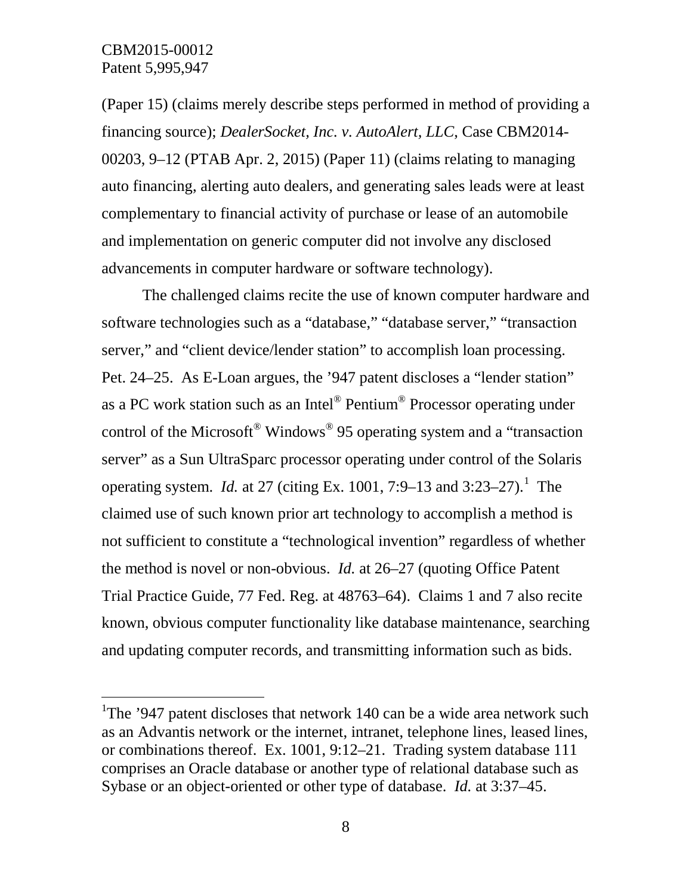(Paper 15) (claims merely describe steps performed in method of providing a financing source); *DealerSocket, Inc. v. AutoAlert, LLC*, Case CBM2014-00203, 9–12 (PTAB Apr. 2, 2015) (Paper 11) (claims relating to managing auto financing, alerting auto dealers, and generating sales leads were at least complementary to financial activity of purchase or lease of an automobile and implementation on generic computer did not involve any disclosed advancements in computer hardware or software technology).

The challenged claims recite the use of known computer hardware and software technologies such as a "database," "database server," "transaction server," and "client device/lender station" to accomplish loan processing. Pet. 24–25. As E-Loan argues, the '947 patent discloses a "lender station" as a PC work station such as an Intel® Pentium® Processor operating under control of the Microsoft® Windows® 95 operating system and a "transaction server" as a Sun UltraSparc processor operating under control of the Solaris operating system. *Id.* at 27 (citing Ex. 1001, 7:9–13 and 3:23–27).[1] The claimed use of such known prior art technology to accomplish a method is not sufficient to constitute a "technological invention" regardless of whether the method is novel or non-obvious. *Id.* at 26–27 (quoting Office Patent Trial Practice Guide, 77 Fed. Reg. at 48763–64). Claims 1 and 7 also recite known, obvious computer functionality like database maintenance, searching and updating computer records, and transmitting information such as bids.

---

[1]The '947 patent discloses that network 140 can be a wide area network such as an Advantis network or the internet, intranet, telephone lines, leased lines, or combinations thereof. Ex. 1001, 9:12–21. Trading system database 111 comprises an Oracle database or another type of relational database such as Sybase or an object-oriented or other type of database. *Id.* at 3:37–45.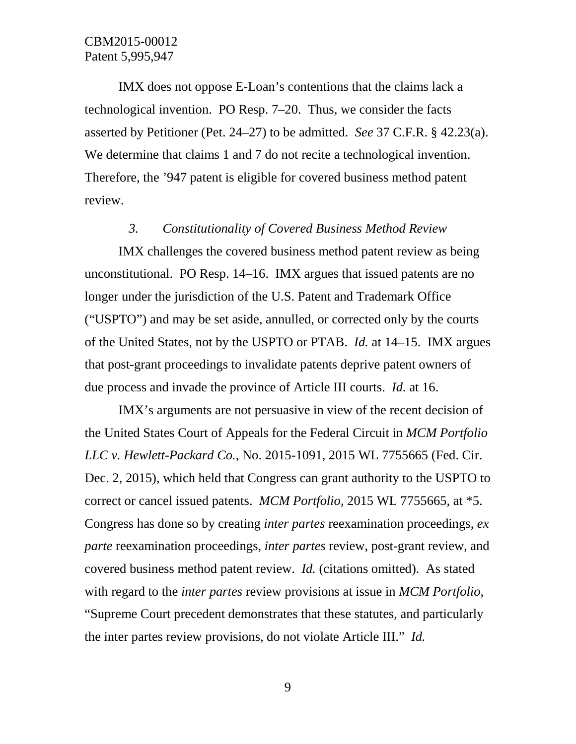IMX does not oppose E-Loan's contentions that the claims lack a technological invention. PO Resp. 7–20. Thus, we consider the facts asserted by Petitioner (Pet. 24–27) to be admitted. *See* 37 C.F.R. § 42.23(a). We determine that claims 1 and 7 do not recite a technological invention. Therefore, the '947 patent is eligible for covered business method patent review.

### *3. Constitutionality of Covered Business Method Review*

IMX challenges the covered business method patent review as being unconstitutional. PO Resp. 14–16. IMX argues that issued patents are no longer under the jurisdiction of the U.S. Patent and Trademark Office ("USPTO") and may be set aside, annulled, or corrected only by the courts of the United States, not by the USPTO or PTAB. *Id.* at 14–15. IMX argues that post-grant proceedings to invalidate patents deprive patent owners of due process and invade the province of Article III courts. *Id.* at 16.

IMX's arguments are not persuasive in view of the recent decision of the United States Court of Appeals for the Federal Circuit in *MCM Portfolio LLC v. Hewlett-Packard Co.*, No. 2015-1091, 2015 WL 7755665 (Fed. Cir. Dec. 2, 2015), which held that Congress can grant authority to the USPTO to correct or cancel issued patents. *MCM Portfolio*, 2015 WL 7755665, at *5. Congress has done so by creating *inter partes* reexamination proceedings, *ex parte* reexamination proceedings, *inter partes* review, post-grant review, and covered business method patent review. *Id.* (citations omitted). As stated with regard to the *inter partes* review provisions at issue in *MCM Portfolio*, "Supreme Court precedent demonstrates that these statutes, and particularly the inter partes review provisions, do not violate Article III." *Id.*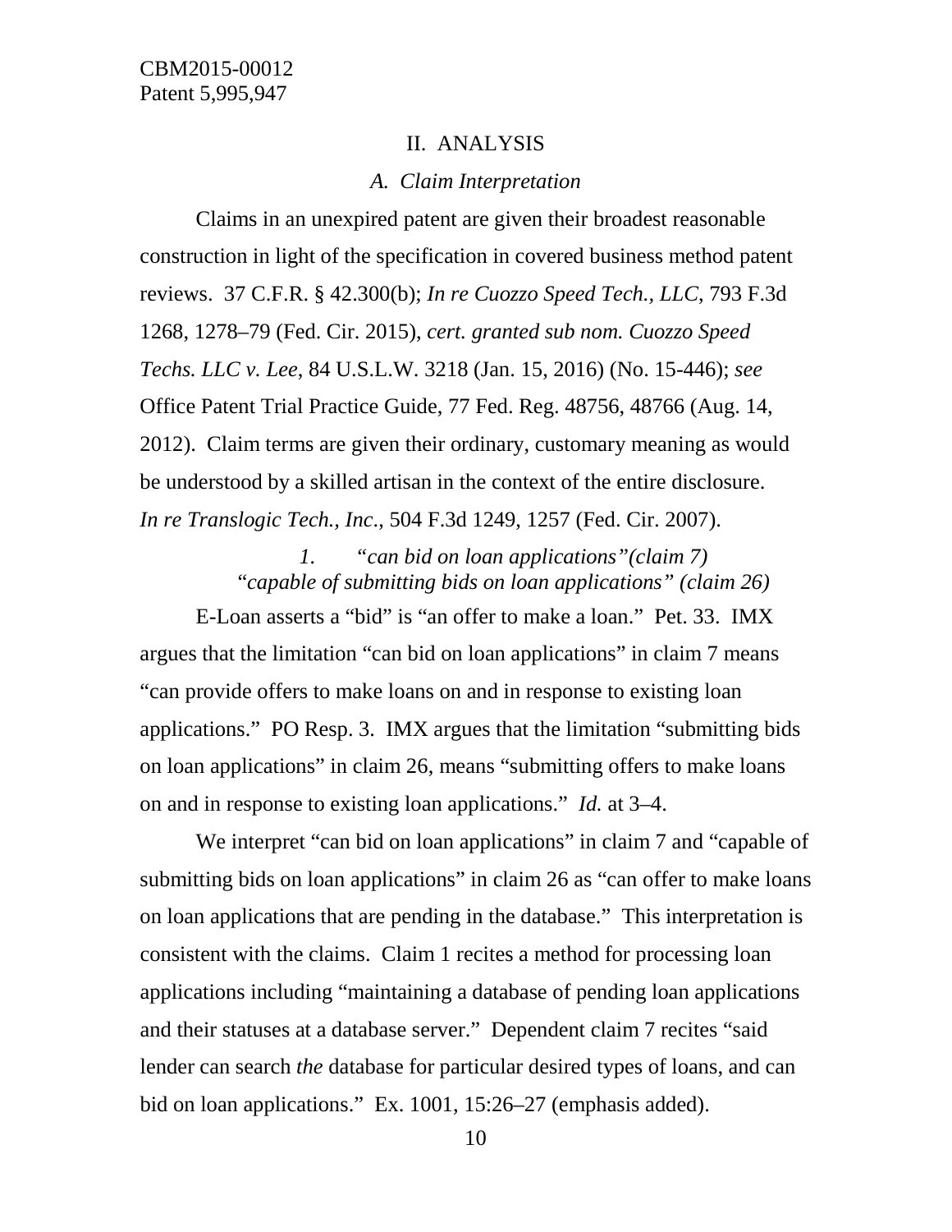## II. ANALYSIS

### *A. Claim Interpretation*

Claims in an unexpired patent are given their broadest reasonable construction in light of the specification in covered business method patent reviews. 37 C.F.R. § 42.300(b); *In re Cuozzo Speed Tech., LLC*, 793 F.3d 1268, 1278–79 (Fed. Cir. 2015), *cert. granted sub nom. Cuozzo Speed Techs. LLC v. Lee*, 84 U.S.L.W. 3218 (Jan. 15, 2016) (No. 15-446); *see* Office Patent Trial Practice Guide, 77 Fed. Reg. 48756, 48766 (Aug. 14, 2012). Claim terms are given their ordinary, customary meaning as would be understood by a skilled artisan in the context of the entire disclosure. *In re Translogic Tech., Inc.*, 504 F.3d 1249, 1257 (Fed. Cir. 2007).

#### *1. "can bid on loan applications"(claim 7) "capable of submitting bids on loan applications" (claim 26)*

E-Loan asserts a "bid" is "an offer to make a loan." Pet. 33. IMX argues that the limitation "can bid on loan applications" in claim 7 means "can provide offers to make loans on and in response to existing loan applications." PO Resp. 3. IMX argues that the limitation "submitting bids on loan applications" in claim 26, means "submitting offers to make loans on and in response to existing loan applications." *Id.* at 3–4.

We interpret "can bid on loan applications" in claim 7 and "capable of submitting bids on loan applications" in claim 26 as "can offer to make loans on loan applications that are pending in the database." This interpretation is consistent with the claims. Claim 1 recites a method for processing loan applications including "maintaining a database of pending loan applications and their statuses at a database server." Dependent claim 7 recites "said lender can search *the* database for particular desired types of loans, and can bid on loan applications." Ex. 1001, 15:26–27 (emphasis added).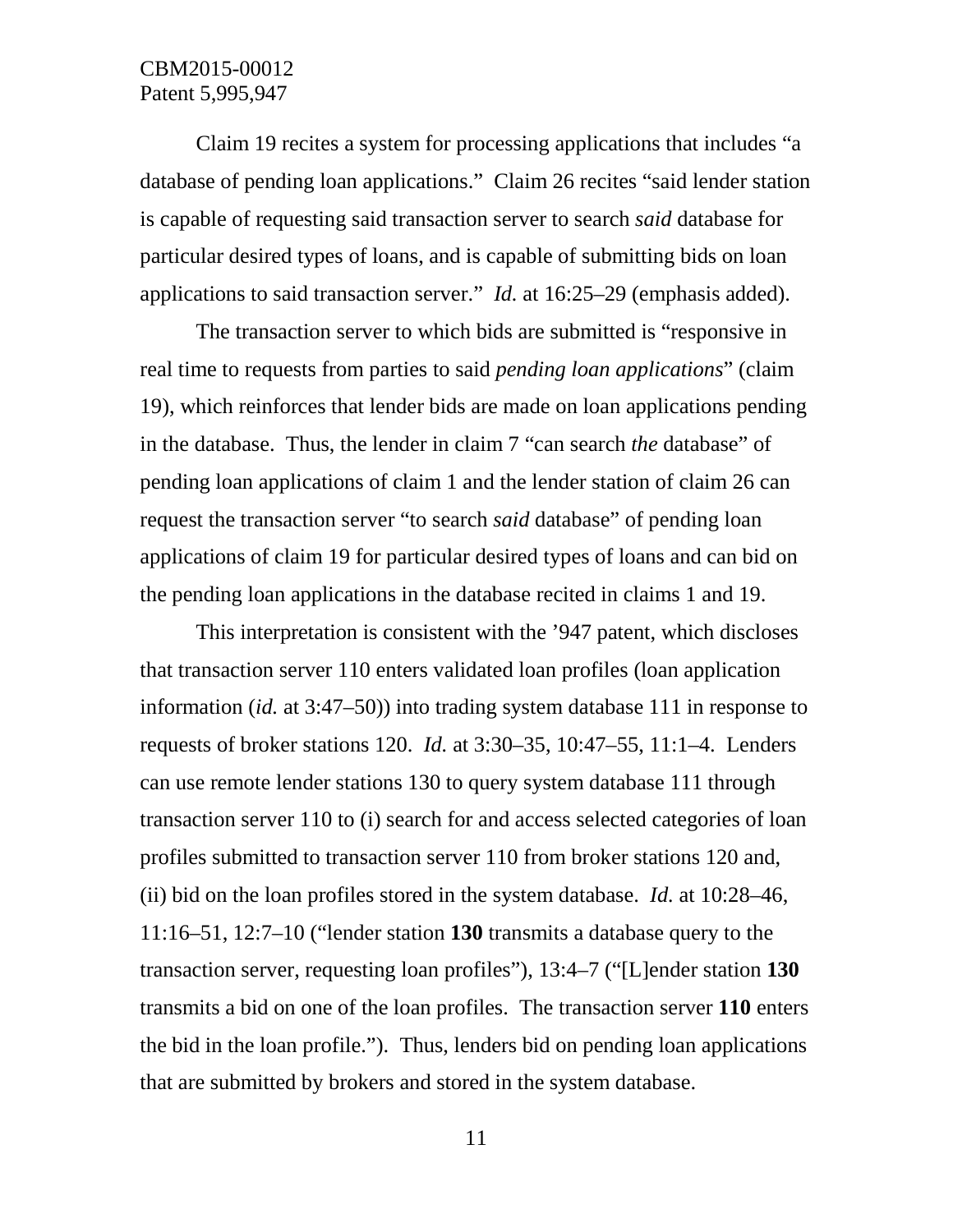Claim 19 recites a system for processing applications that includes "a database of pending loan applications." Claim 26 recites "said lender station is capable of requesting said transaction server to search *said* database for particular desired types of loans, and is capable of submitting bids on loan applications to said transaction server." *Id.* at 16:25–29 (emphasis added).

The transaction server to which bids are submitted is "responsive in real time to requests from parties to said *pending loan applications*" (claim 19), which reinforces that lender bids are made on loan applications pending in the database. Thus, the lender in claim 7 "can search *the* database" of pending loan applications of claim 1 and the lender station of claim 26 can request the transaction server "to search *said* database" of pending loan applications of claim 19 for particular desired types of loans and can bid on the pending loan applications in the database recited in claims 1 and 19.

This interpretation is consistent with the '947 patent, which discloses that transaction server 110 enters validated loan profiles (loan application information (*id.* at 3:47–50)) into trading system database 111 in response to requests of broker stations 120. *Id.* at 3:30–35, 10:47–55, 11:1–4. Lenders can use remote lender stations 130 to query system database 111 through transaction server 110 to (i) search for and access selected categories of loan profiles submitted to transaction server 110 from broker stations 120 and, (ii) bid on the loan profiles stored in the system database. *Id.* at 10:28–46, 11:16–51, 12:7–10 ("lender station **130** transmits a database query to the transaction server, requesting loan profiles"), 13:4–7 ("[L]ender station **130** transmits a bid on one of the loan profiles. The transaction server **110** enters the bid in the loan profile."). Thus, lenders bid on pending loan applications that are submitted by brokers and stored in the system database.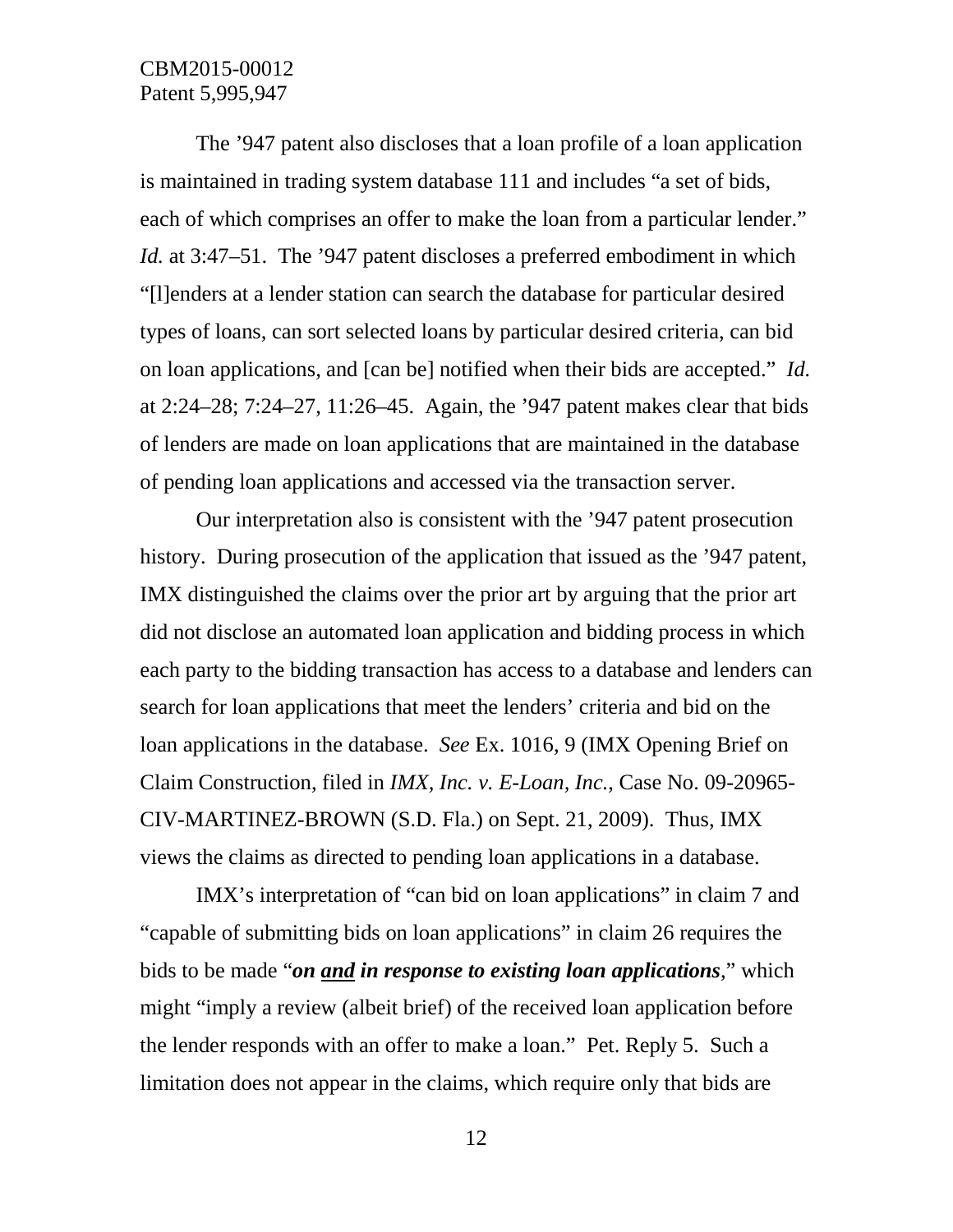The '947 patent also discloses that a loan profile of a loan application is maintained in trading system database 111 and includes "a set of bids, each of which comprises an offer to make the loan from a particular lender." *Id.* at 3:47–51. The '947 patent discloses a preferred embodiment in which "[l]enders at a lender station can search the database for particular desired types of loans, can sort selected loans by particular desired criteria, can bid on loan applications, and [can be] notified when their bids are accepted." *Id.* at 2:24–28; 7:24–27, 11:26–45. Again, the '947 patent makes clear that bids of lenders are made on loan applications that are maintained in the database of pending loan applications and accessed via the transaction server.

Our interpretation also is consistent with the '947 patent prosecution history. During prosecution of the application that issued as the '947 patent, IMX distinguished the claims over the prior art by arguing that the prior art did not disclose an automated loan application and bidding process in which each party to the bidding transaction has access to a database and lenders can search for loan applications that meet the lenders' criteria and bid on the loan applications in the database. *See* Ex. 1016, 9 (IMX Opening Brief on Claim Construction, filed in *IMX, Inc. v. E-Loan, Inc.*, Case No. 09-20965-CIV-MARTINEZ-BROWN (S.D. Fla.) on Sept. 21, 2009). Thus, IMX views the claims as directed to pending loan applications in a database.

IMX's interpretation of "can bid on loan applications" in claim 7 and "capable of submitting bids on loan applications" in claim 26 requires the bids to be made "***on <u>and</u> in response to existing loan applications***," which might "imply a review (albeit brief) of the received loan application before the lender responds with an offer to make a loan." Pet. Reply 5. Such a limitation does not appear in the claims, which require only that bids are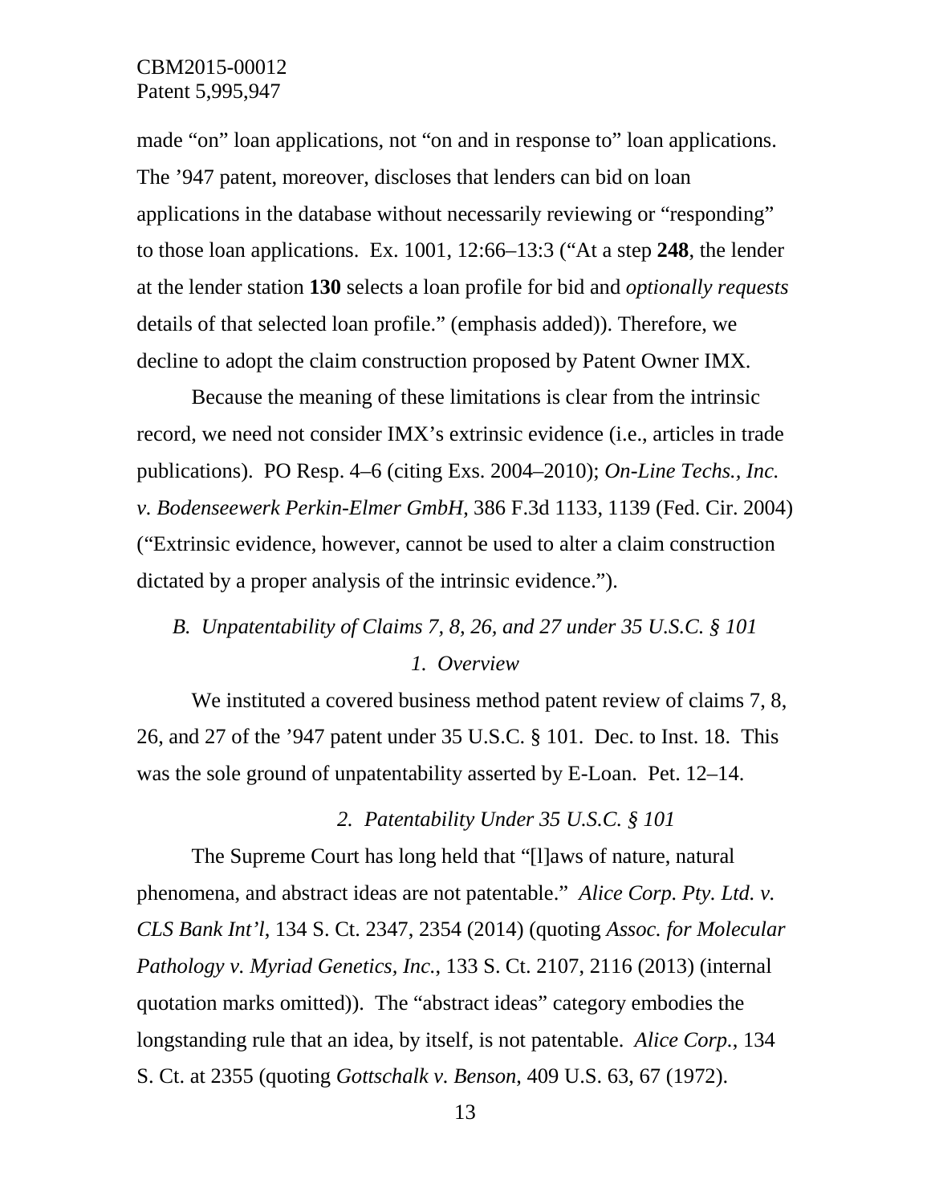made "on" loan applications, not "on and in response to" loan applications. The '947 patent, moreover, discloses that lenders can bid on loan applications in the database without necessarily reviewing or "responding" to those loan applications. Ex. 1001, 12:66–13:3 ("At a step **248**, the lender at the lender station **130** selects a loan profile for bid and *optionally requests* details of that selected loan profile." (emphasis added)). Therefore, we decline to adopt the claim construction proposed by Patent Owner IMX.

Because the meaning of these limitations is clear from the intrinsic record, we need not consider IMX's extrinsic evidence (i.e., articles in trade publications). PO Resp. 4–6 (citing Exs. 2004–2010); *On-Line Techs., Inc. v. Bodenseewerk Perkin-Elmer GmbH*, 386 F.3d 1133, 1139 (Fed. Cir. 2004) ("Extrinsic evidence, however, cannot be used to alter a claim construction dictated by a proper analysis of the intrinsic evidence.").

### *B. Unpatentability of Claims 7, 8, 26, and 27 under 35 U.S.C. § 101*

#### *1. Overview*

We instituted a covered business method patent review of claims 7, 8, 26, and 27 of the '947 patent under 35 U.S.C. § 101. Dec. to Inst. 18. This was the sole ground of unpatentability asserted by E-Loan. Pet. 12–14.

#### *2. Patentability Under 35 U.S.C. § 101*

The Supreme Court has long held that "[l]aws of nature, natural phenomena, and abstract ideas are not patentable." *Alice Corp. Pty. Ltd. v. CLS Bank Int'l*, 134 S. Ct. 2347, 2354 (2014) (quoting *Assoc. for Molecular Pathology v. Myriad Genetics, Inc.*, 133 S. Ct. 2107, 2116 (2013) (internal quotation marks omitted)). The "abstract ideas" category embodies the longstanding rule that an idea, by itself, is not patentable. *Alice Corp.*, 134 S. Ct. at 2355 (quoting *Gottschalk v. Benson*, 409 U.S. 63, 67 (1972).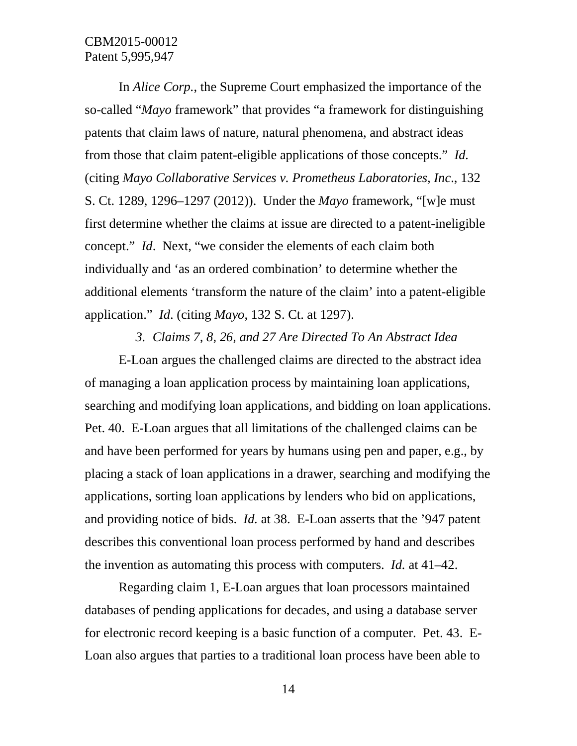In *Alice Corp.*, the Supreme Court emphasized the importance of the so-called "*Mayo* framework" that provides "a framework for distinguishing patents that claim laws of nature, natural phenomena, and abstract ideas from those that claim patent-eligible applications of those concepts." *Id.* (citing *Mayo Collaborative Services v. Prometheus Laboratories, Inc*., 132 S. Ct. 1289, 1296–1297 (2012)). Under the *Mayo* framework, "[w]e must first determine whether the claims at issue are directed to a patent-ineligible concept." *Id*. Next, "we consider the elements of each claim both individually and 'as an ordered combination' to determine whether the additional elements 'transform the nature of the claim' into a patent-eligible application." *Id*. (citing *Mayo*, 132 S. Ct. at 1297).

### *3. Claims 7, 8, 26, and 27 Are Directed To An Abstract Idea*

E-Loan argues the challenged claims are directed to the abstract idea of managing a loan application process by maintaining loan applications, searching and modifying loan applications, and bidding on loan applications. Pet. 40. E-Loan argues that all limitations of the challenged claims can be and have been performed for years by humans using pen and paper, e.g., by placing a stack of loan applications in a drawer, searching and modifying the applications, sorting loan applications by lenders who bid on applications, and providing notice of bids. *Id.* at 38. E-Loan asserts that the '947 patent describes this conventional loan process performed by hand and describes the invention as automating this process with computers. *Id.* at 41–42.

Regarding claim 1, E-Loan argues that loan processors maintained databases of pending applications for decades, and using a database server for electronic record keeping is a basic function of a computer. Pet. 43. E-Loan also argues that parties to a traditional loan process have been able to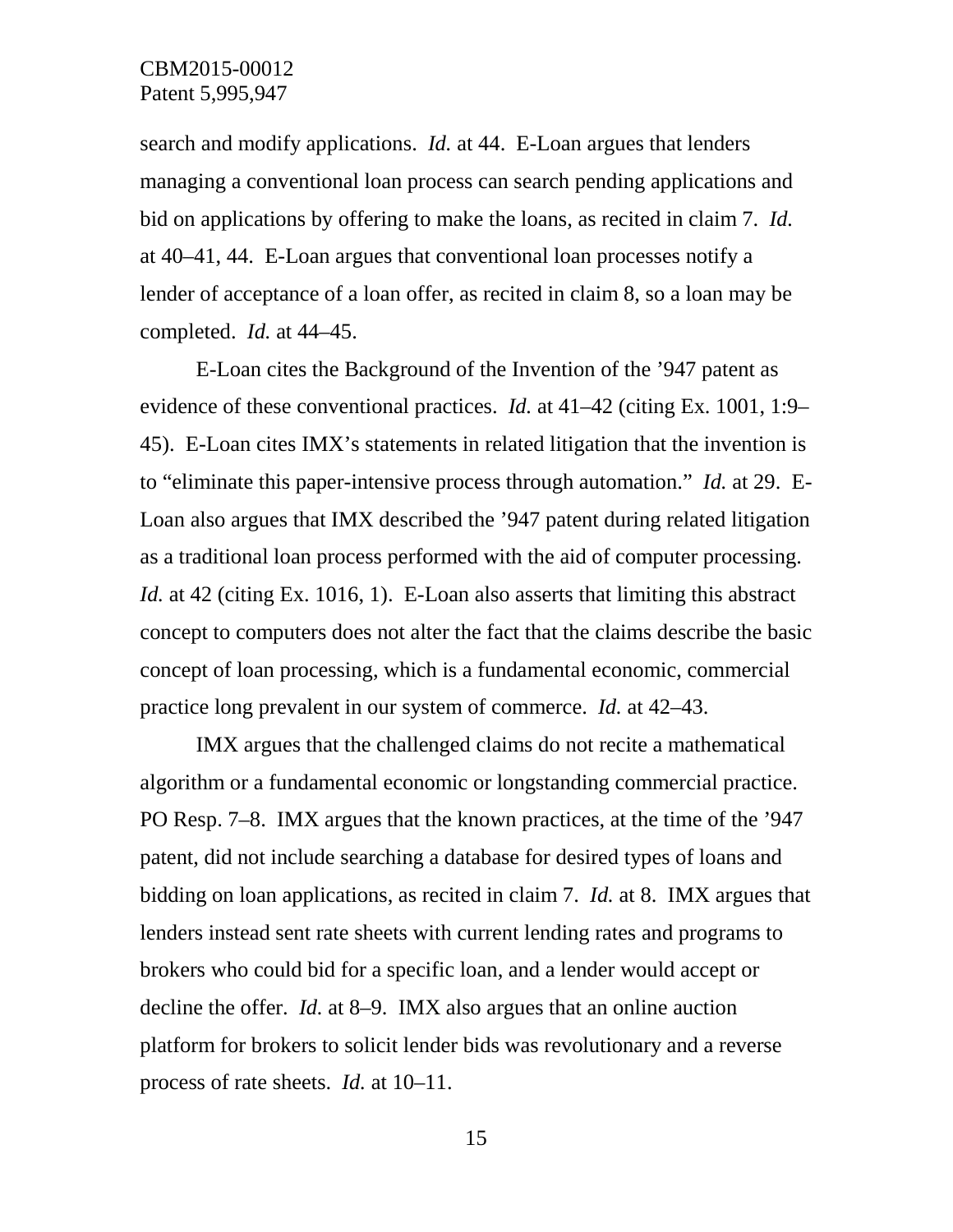search and modify applications. *Id.* at 44. E-Loan argues that lenders managing a conventional loan process can search pending applications and bid on applications by offering to make the loans, as recited in claim 7. *Id.* at 40–41, 44. E-Loan argues that conventional loan processes notify a lender of acceptance of a loan offer, as recited in claim 8, so a loan may be completed. *Id.* at 44–45.

E-Loan cites the Background of the Invention of the '947 patent as evidence of these conventional practices. *Id.* at 41–42 (citing Ex. 1001, 1:9–45). E-Loan cites IMX's statements in related litigation that the invention is to "eliminate this paper-intensive process through automation." *Id.* at 29. E-Loan also argues that IMX described the '947 patent during related litigation as a traditional loan process performed with the aid of computer processing. *Id.* at 42 (citing Ex. 1016, 1). E-Loan also asserts that limiting this abstract concept to computers does not alter the fact that the claims describe the basic concept of loan processing, which is a fundamental economic, commercial practice long prevalent in our system of commerce. *Id.* at 42–43.

IMX argues that the challenged claims do not recite a mathematical algorithm or a fundamental economic or longstanding commercial practice. PO Resp. 7–8. IMX argues that the known practices, at the time of the '947 patent, did not include searching a database for desired types of loans and bidding on loan applications, as recited in claim 7. *Id.* at 8. IMX argues that lenders instead sent rate sheets with current lending rates and programs to brokers who could bid for a specific loan, and a lender would accept or decline the offer. *Id.* at 8–9. IMX also argues that an online auction platform for brokers to solicit lender bids was revolutionary and a reverse process of rate sheets. *Id.* at 10–11.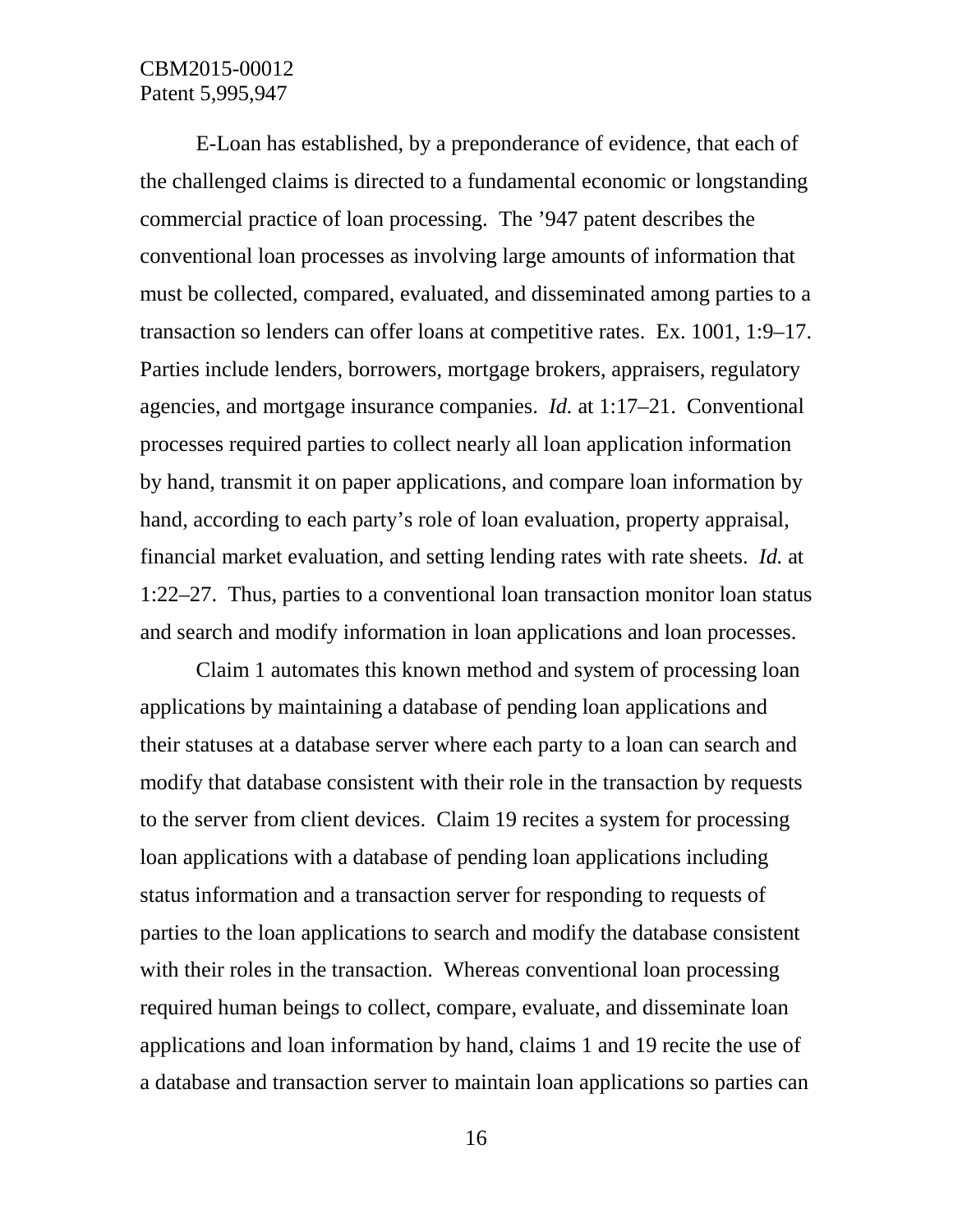E-Loan has established, by a preponderance of evidence, that each of the challenged claims is directed to a fundamental economic or longstanding commercial practice of loan processing. The ’947 patent describes the conventional loan processes as involving large amounts of information that must be collected, compared, evaluated, and disseminated among parties to a transaction so lenders can offer loans at competitive rates. Ex. 1001, 1:9–17. Parties include lenders, borrowers, mortgage brokers, appraisers, regulatory agencies, and mortgage insurance companies. *Id.* at 1:17–21. Conventional processes required parties to collect nearly all loan application information by hand, transmit it on paper applications, and compare loan information by hand, according to each party’s role of loan evaluation, property appraisal, financial market evaluation, and setting lending rates with rate sheets. *Id.* at 1:22–27. Thus, parties to a conventional loan transaction monitor loan status and search and modify information in loan applications and loan processes.

Claim 1 automates this known method and system of processing loan applications by maintaining a database of pending loan applications and their statuses at a database server where each party to a loan can search and modify that database consistent with their role in the transaction by requests to the server from client devices. Claim 19 recites a system for processing loan applications with a database of pending loan applications including status information and a transaction server for responding to requests of parties to the loan applications to search and modify the database consistent with their roles in the transaction. Whereas conventional loan processing required human beings to collect, compare, evaluate, and disseminate loan applications and loan information by hand, claims 1 and 19 recite the use of a database and transaction server to maintain loan applications so parties can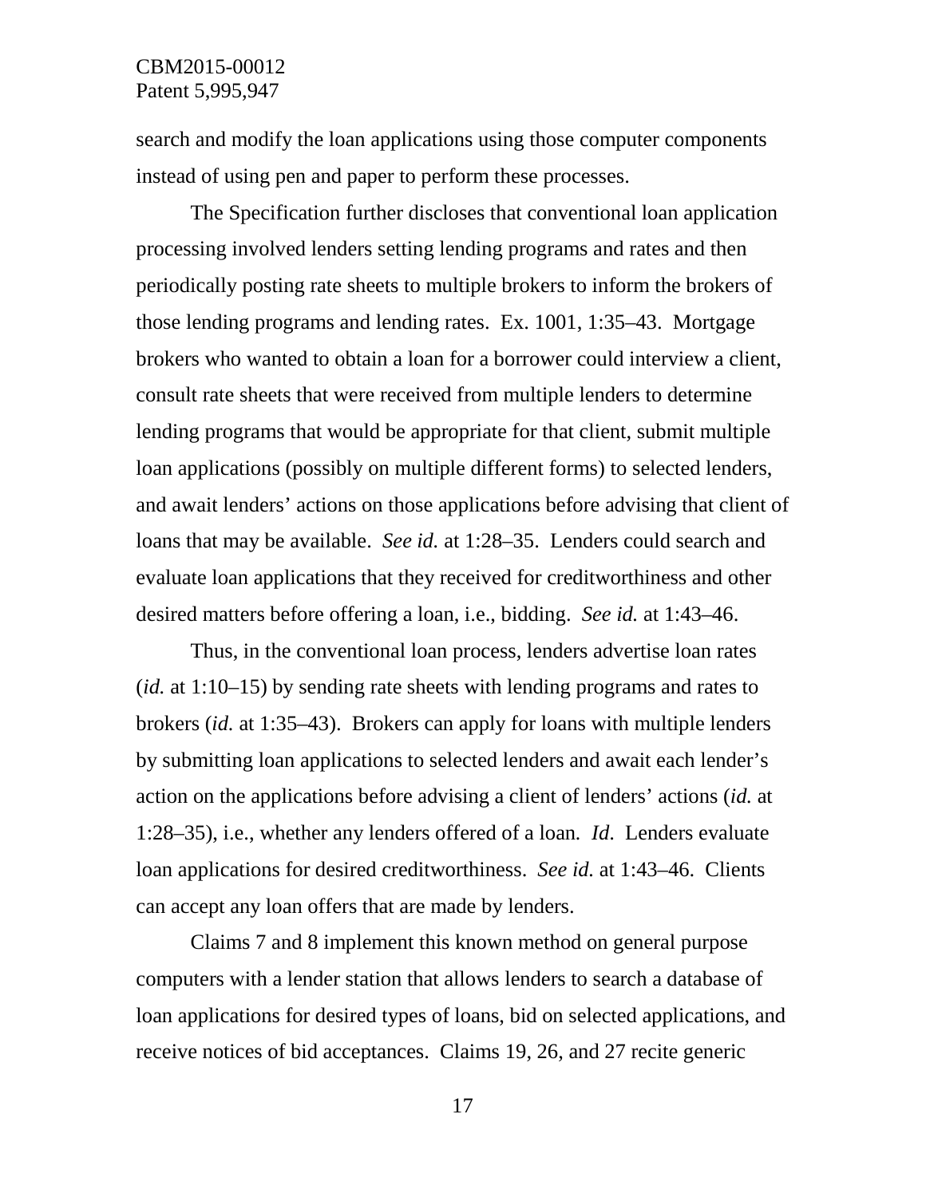search and modify the loan applications using those computer components instead of using pen and paper to perform these processes.

The Specification further discloses that conventional loan application processing involved lenders setting lending programs and rates and then periodically posting rate sheets to multiple brokers to inform the brokers of those lending programs and lending rates. Ex. 1001, 1:35–43. Mortgage brokers who wanted to obtain a loan for a borrower could interview a client, consult rate sheets that were received from multiple lenders to determine lending programs that would be appropriate for that client, submit multiple loan applications (possibly on multiple different forms) to selected lenders, and await lenders' actions on those applications before advising that client of loans that may be available. *See id.* at 1:28–35. Lenders could search and evaluate loan applications that they received for creditworthiness and other desired matters before offering a loan, i.e., bidding. *See id.* at 1:43–46.

Thus, in the conventional loan process, lenders advertise loan rates (*id.* at 1:10–15) by sending rate sheets with lending programs and rates to brokers (*id.* at 1:35–43). Brokers can apply for loans with multiple lenders by submitting loan applications to selected lenders and await each lender's action on the applications before advising a client of lenders' actions (*id.* at 1:28–35), i.e., whether any lenders offered of a loan. *Id*. Lenders evaluate loan applications for desired creditworthiness. *See id.* at 1:43–46. Clients can accept any loan offers that are made by lenders.

Claims 7 and 8 implement this known method on general purpose computers with a lender station that allows lenders to search a database of loan applications for desired types of loans, bid on selected applications, and receive notices of bid acceptances. Claims 19, 26, and 27 recite generic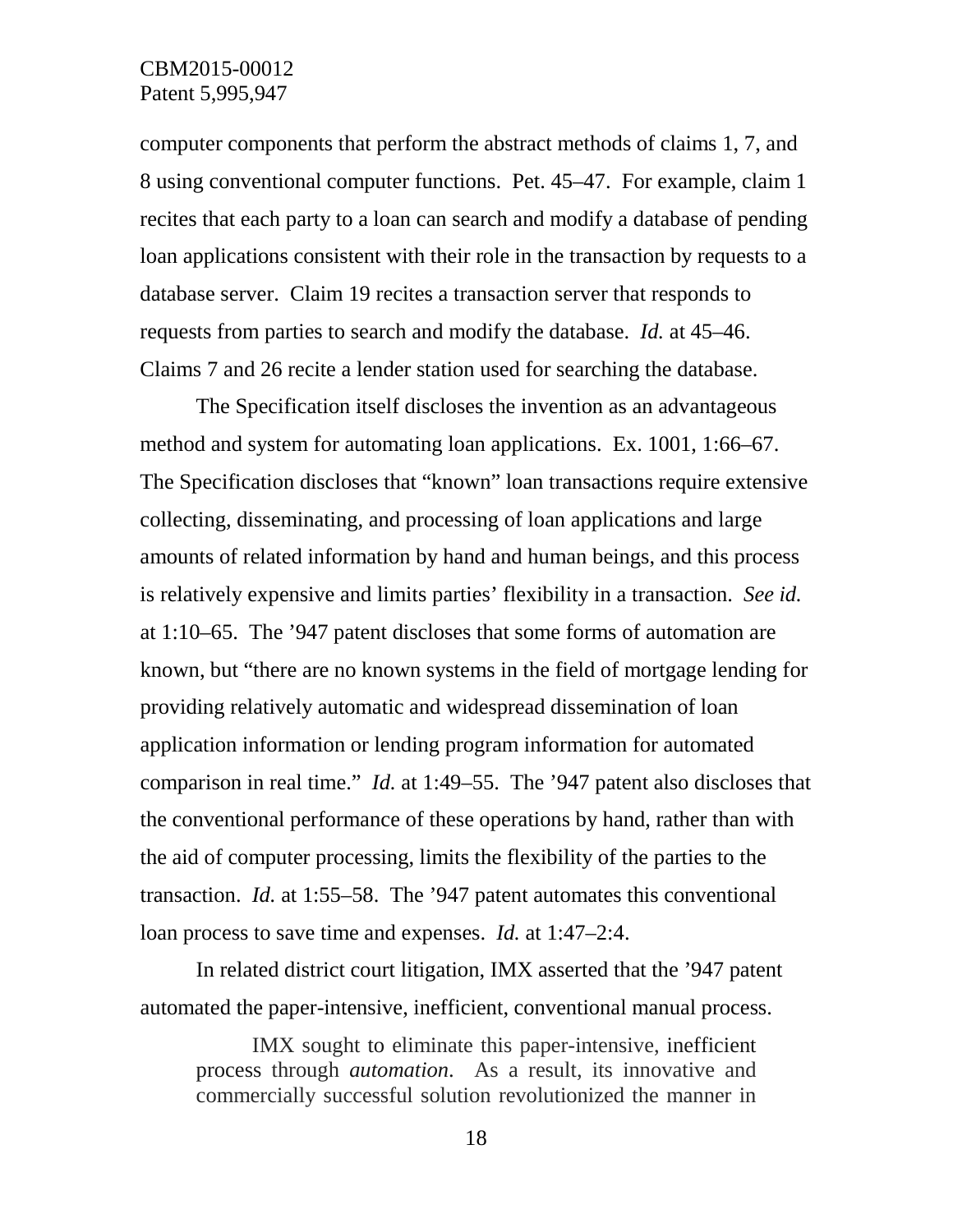computer components that perform the abstract methods of claims 1, 7, and 8 using conventional computer functions. Pet. 45–47. For example, claim 1 recites that each party to a loan can search and modify a database of pending loan applications consistent with their role in the transaction by requests to a database server. Claim 19 recites a transaction server that responds to requests from parties to search and modify the database. *Id.* at 45–46. Claims 7 and 26 recite a lender station used for searching the database.

The Specification itself discloses the invention as an advantageous method and system for automating loan applications. Ex. 1001, 1:66–67. The Specification discloses that "known" loan transactions require extensive collecting, disseminating, and processing of loan applications and large amounts of related information by hand and human beings, and this process is relatively expensive and limits parties' flexibility in a transaction. *See id.* at 1:10–65. The '947 patent discloses that some forms of automation are known, but "there are no known systems in the field of mortgage lending for providing relatively automatic and widespread dissemination of loan application information or lending program information for automated comparison in real time." *Id.* at 1:49–55. The '947 patent also discloses that the conventional performance of these operations by hand, rather than with the aid of computer processing, limits the flexibility of the parties to the transaction. *Id.* at 1:55–58. The '947 patent automates this conventional loan process to save time and expenses. *Id.* at 1:47–2:4.

In related district court litigation, IMX asserted that the '947 patent automated the paper-intensive, inefficient, conventional manual process.

> IMX sought to eliminate this paper-intensive, inefficient process through *automation*. As a result, its innovative and commercially successful solution revolutionized the manner in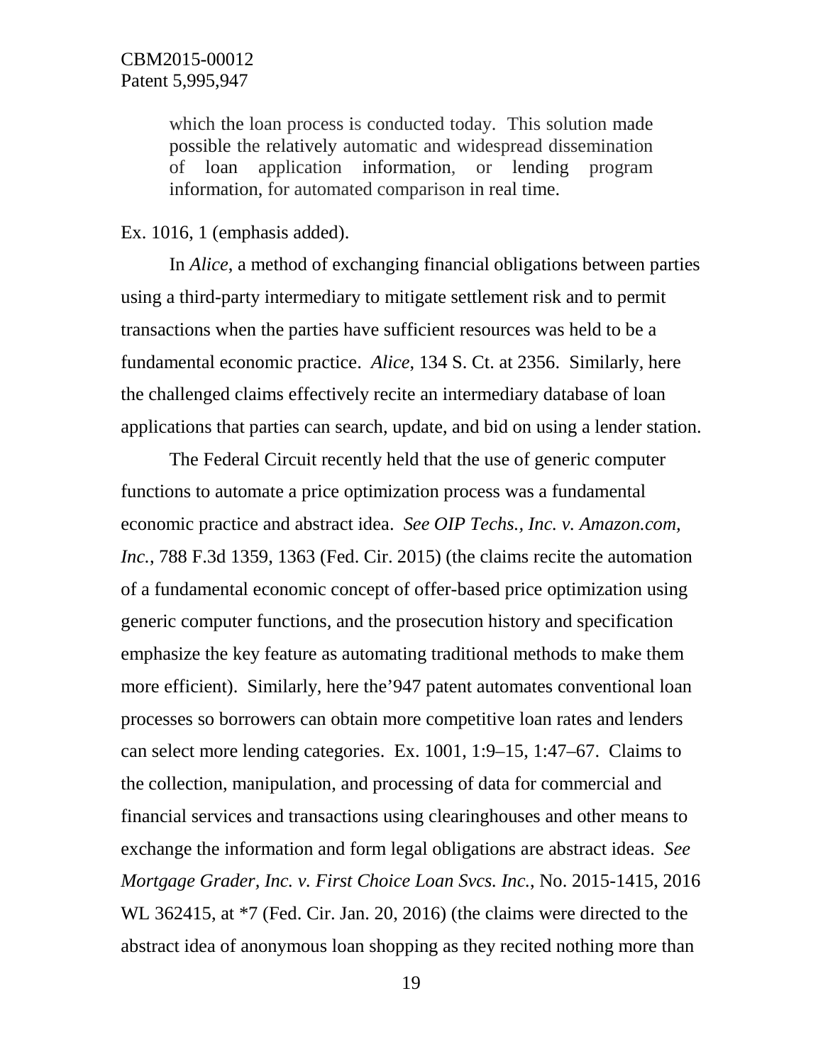> which the loan process is conducted today. This solution made possible the relatively automatic and widespread dissemination of loan application information, or lending program information, for automated comparison in real time.

Ex. 1016, 1 (emphasis added).

In *Alice*, a method of exchanging financial obligations between parties using a third-party intermediary to mitigate settlement risk and to permit transactions when the parties have sufficient resources was held to be a fundamental economic practice. *Alice*, 134 S. Ct. at 2356. Similarly, here the challenged claims effectively recite an intermediary database of loan applications that parties can search, update, and bid on using a lender station.

The Federal Circuit recently held that the use of generic computer functions to automate a price optimization process was a fundamental economic practice and abstract idea. *See OIP Techs., Inc. v. Amazon.com, Inc.*, 788 F.3d 1359, 1363 (Fed. Cir. 2015) (the claims recite the automation of a fundamental economic concept of offer-based price optimization using generic computer functions, and the prosecution history and specification emphasize the key feature as automating traditional methods to make them more efficient). Similarly, here the'947 patent automates conventional loan processes so borrowers can obtain more competitive loan rates and lenders can select more lending categories. Ex. 1001, 1:9–15, 1:47–67. Claims to the collection, manipulation, and processing of data for commercial and financial services and transactions using clearinghouses and other means to exchange the information and form legal obligations are abstract ideas. *See Mortgage Grader, Inc. v. First Choice Loan Svcs. Inc.*, No. 2015-1415, 2016 WL 362415, at *7 (Fed. Cir. Jan. 20, 2016) (the claims were directed to the abstract idea of anonymous loan shopping as they recited nothing more than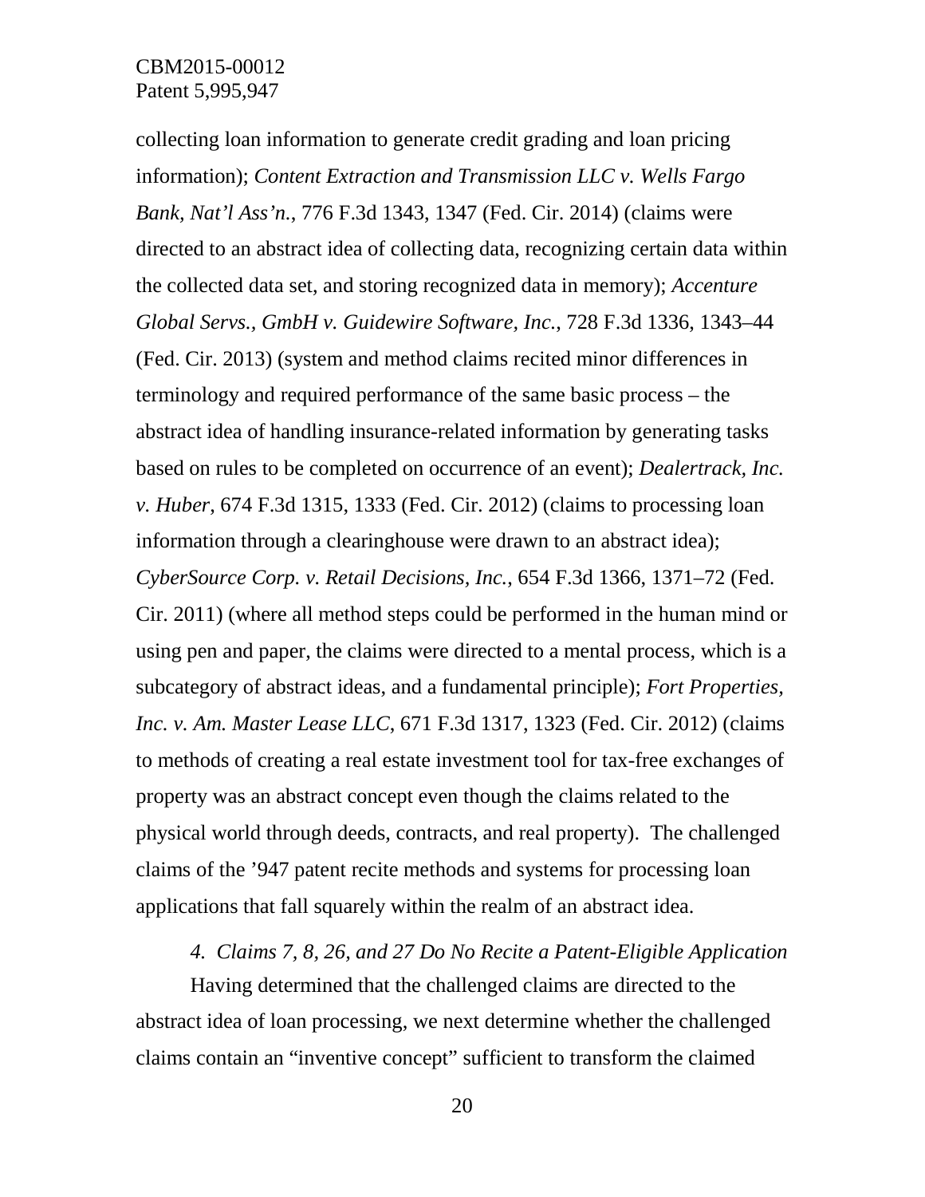collecting loan information to generate credit grading and loan pricing information); *Content Extraction and Transmission LLC v. Wells Fargo Bank, Nat'l Ass'n.*, 776 F.3d 1343, 1347 (Fed. Cir. 2014) (claims were directed to an abstract idea of collecting data, recognizing certain data within the collected data set, and storing recognized data in memory); *Accenture Global Servs., GmbH v. Guidewire Software, Inc.*, 728 F.3d 1336, 1343–44 (Fed. Cir. 2013) (system and method claims recited minor differences in terminology and required performance of the same basic process – the abstract idea of handling insurance-related information by generating tasks based on rules to be completed on occurrence of an event); *Dealertrack, Inc. v. Huber*, 674 F.3d 1315, 1333 (Fed. Cir. 2012) (claims to processing loan information through a clearinghouse were drawn to an abstract idea); *CyberSource Corp. v. Retail Decisions, Inc.*, 654 F.3d 1366, 1371–72 (Fed. Cir. 2011) (where all method steps could be performed in the human mind or using pen and paper, the claims were directed to a mental process, which is a subcategory of abstract ideas, and a fundamental principle); *Fort Properties, Inc. v. Am. Master Lease LLC*, 671 F.3d 1317, 1323 (Fed. Cir. 2012) (claims to methods of creating a real estate investment tool for tax-free exchanges of property was an abstract concept even though the claims related to the physical world through deeds, contracts, and real property). The challenged claims of the '947 patent recite methods and systems for processing loan applications that fall squarely within the realm of an abstract idea.

*4. Claims 7, 8, 26, and 27 Do No Recite a Patent-Eligible Application*

Having determined that the challenged claims are directed to the abstract idea of loan processing, we next determine whether the challenged claims contain an "inventive concept" sufficient to transform the claimed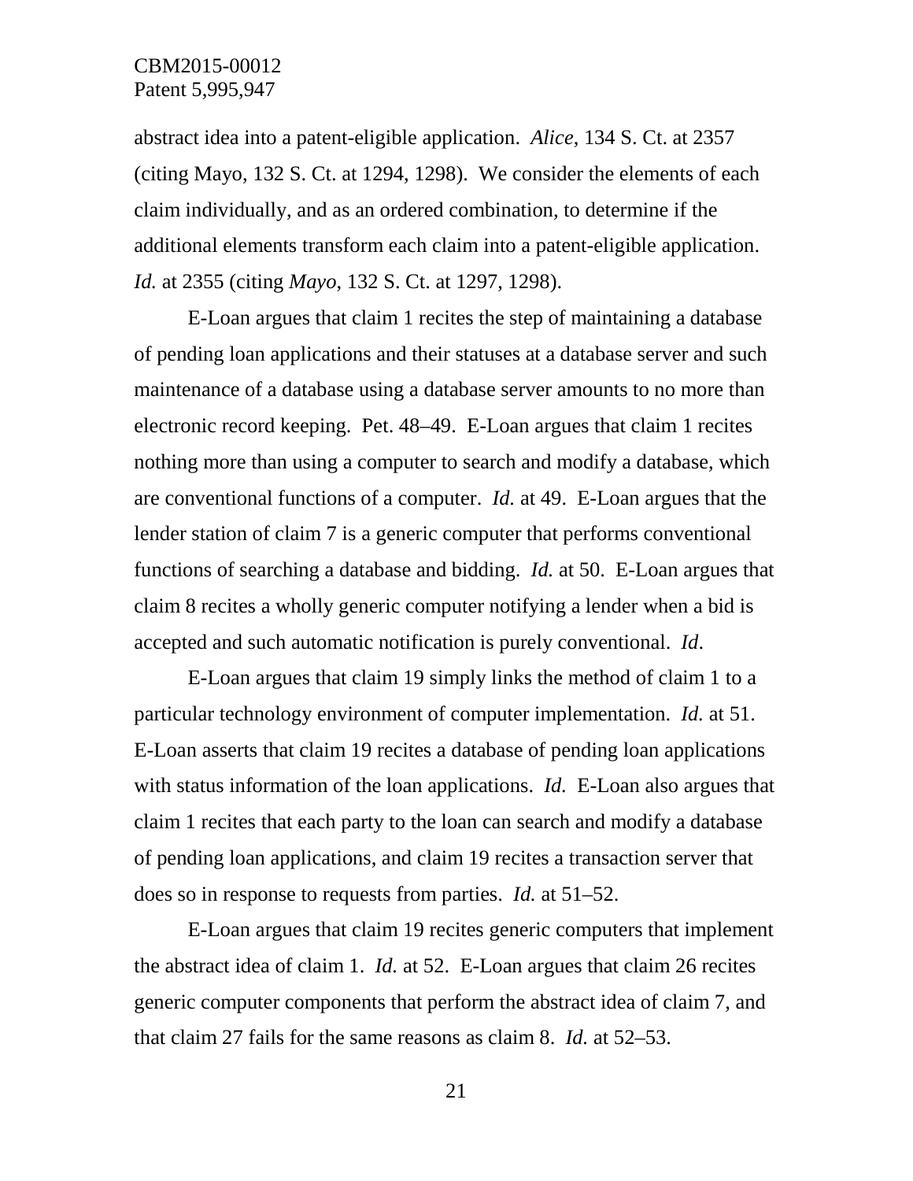abstract idea into a patent-eligible application. *Alice*, 134 S. Ct. at 2357 (citing Mayo, 132 S. Ct. at 1294, 1298). We consider the elements of each claim individually, and as an ordered combination, to determine if the additional elements transform each claim into a patent-eligible application. *Id.* at 2355 (citing *Mayo*, 132 S. Ct. at 1297, 1298).

E-Loan argues that claim 1 recites the step of maintaining a database of pending loan applications and their statuses at a database server and such maintenance of a database using a database server amounts to no more than electronic record keeping. Pet. 48–49. E-Loan argues that claim 1 recites nothing more than using a computer to search and modify a database, which are conventional functions of a computer. *Id.* at 49. E-Loan argues that the lender station of claim 7 is a generic computer that performs conventional functions of searching a database and bidding. *Id.* at 50. E-Loan argues that claim 8 recites a wholly generic computer notifying a lender when a bid is accepted and such automatic notification is purely conventional. *Id*.

E-Loan argues that claim 19 simply links the method of claim 1 to a particular technology environment of computer implementation. *Id.* at 51. E-Loan asserts that claim 19 recites a database of pending loan applications with status information of the loan applications. *Id.* E-Loan also argues that claim 1 recites that each party to the loan can search and modify a database of pending loan applications, and claim 19 recites a transaction server that does so in response to requests from parties. *Id.* at 51–52.

E-Loan argues that claim 19 recites generic computers that implement the abstract idea of claim 1. *Id.* at 52. E-Loan argues that claim 26 recites generic computer components that perform the abstract idea of claim 7, and that claim 27 fails for the same reasons as claim 8. *Id.* at 52–53.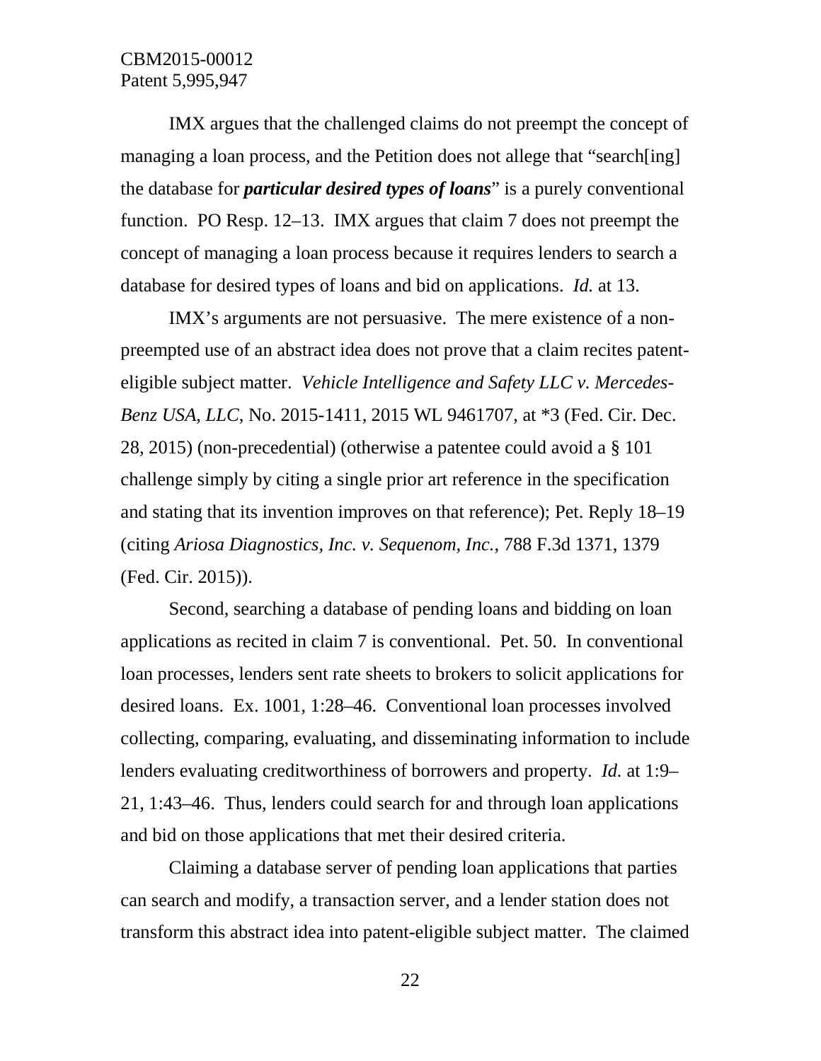IMX argues that the challenged claims do not preempt the concept of managing a loan process, and the Petition does not allege that "search[ing] the database for ***particular desired types of loans***" is a purely conventional function. PO Resp. 12–13. IMX argues that claim 7 does not preempt the concept of managing a loan process because it requires lenders to search a database for desired types of loans and bid on applications. *Id.* at 13.

IMX's arguments are not persuasive. The mere existence of a non-preempted use of an abstract idea does not prove that a claim recites patent-eligible subject matter. *Vehicle Intelligence and Safety LLC v. Mercedes-Benz USA, LLC*, No. 2015-1411, 2015 WL 9461707, at *3 (Fed. Cir. Dec. 28, 2015) (non-precedential) (otherwise a patentee could avoid a § 101 challenge simply by citing a single prior art reference in the specification and stating that its invention improves on that reference); Pet. Reply 18–19 (citing *Ariosa Diagnostics, Inc. v. Sequenom, Inc.*, 788 F.3d 1371, 1379 (Fed. Cir. 2015)).

Second, searching a database of pending loans and bidding on loan applications as recited in claim 7 is conventional. Pet. 50. In conventional loan processes, lenders sent rate sheets to brokers to solicit applications for desired loans. Ex. 1001, 1:28–46. Conventional loan processes involved collecting, comparing, evaluating, and disseminating information to include lenders evaluating creditworthiness of borrowers and property. *Id.* at 1:9–21, 1:43–46. Thus, lenders could search for and through loan applications and bid on those applications that met their desired criteria.

Claiming a database server of pending loan applications that parties can search and modify, a transaction server, and a lender station does not transform this abstract idea into patent-eligible subject matter. The claimed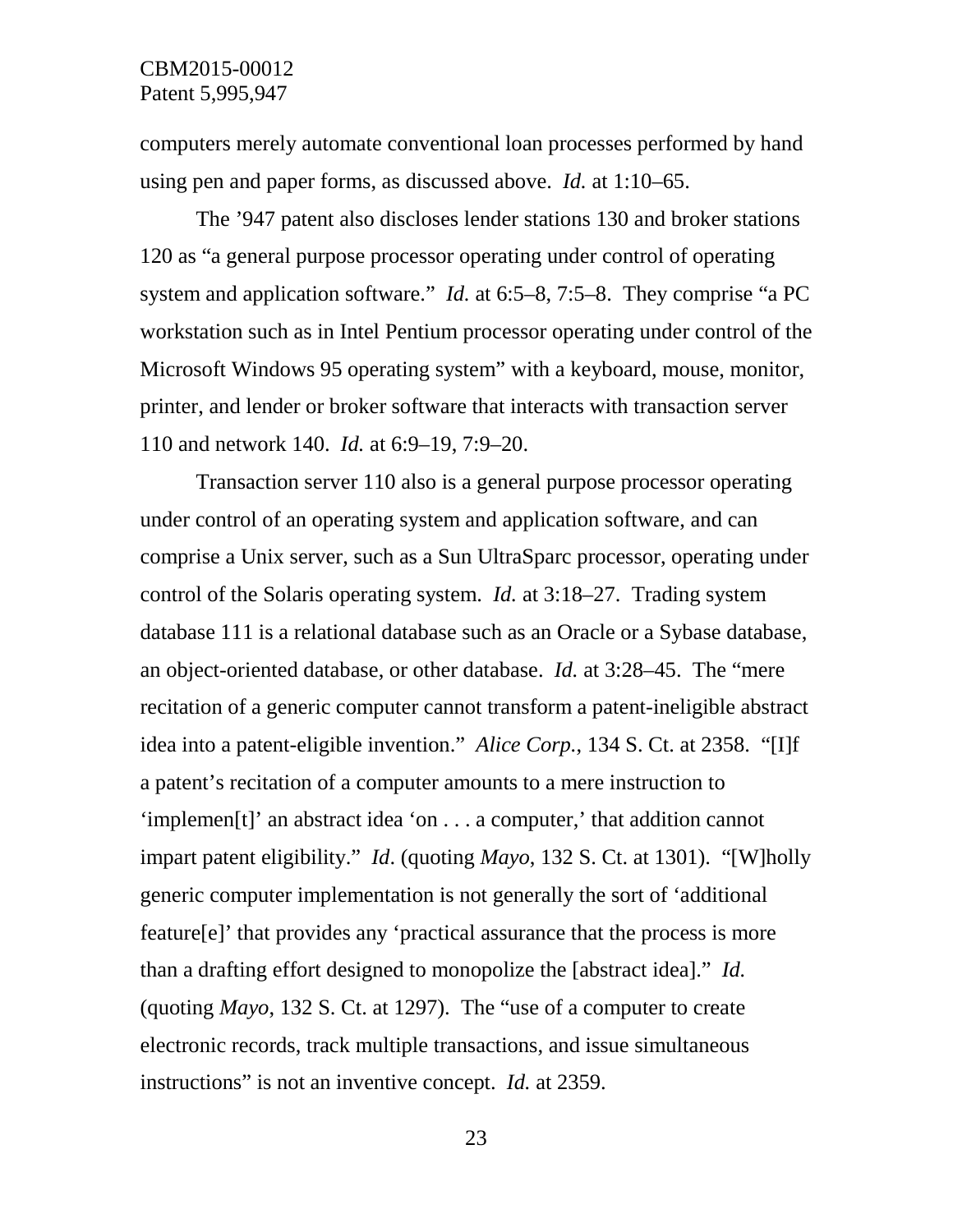computers merely automate conventional loan processes performed by hand using pen and paper forms, as discussed above. *Id.* at 1:10–65.

The ’947 patent also discloses lender stations 130 and broker stations 120 as “a general purpose processor operating under control of operating system and application software.” *Id.* at 6:5–8, 7:5–8. They comprise “a PC workstation such as in Intel Pentium processor operating under control of the Microsoft Windows 95 operating system” with a keyboard, mouse, monitor, printer, and lender or broker software that interacts with transaction server 110 and network 140. *Id.* at 6:9–19, 7:9–20.

Transaction server 110 also is a general purpose processor operating under control of an operating system and application software, and can comprise a Unix server, such as a Sun UltraSparc processor, operating under control of the Solaris operating system. *Id.* at 3:18–27. Trading system database 111 is a relational database such as an Oracle or a Sybase database, an object-oriented database, or other database. *Id.* at 3:28–45. The “mere recitation of a generic computer cannot transform a patent-ineligible abstract idea into a patent-eligible invention.” *Alice Corp.*, 134 S. Ct. at 2358. “[I]f a patent’s recitation of a computer amounts to a mere instruction to ‘implemen[t]’ an abstract idea ‘on . . . a computer,’ that addition cannot impart patent eligibility.” *Id*. (quoting *Mayo*, 132 S. Ct. at 1301). “[W]holly generic computer implementation is not generally the sort of ‘additional feature[e]’ that provides any ‘practical assurance that the process is more than a drafting effort designed to monopolize the [abstract idea].” *Id.* (quoting *Mayo*, 132 S. Ct. at 1297). The “use of a computer to create electronic records, track multiple transactions, and issue simultaneous instructions” is not an inventive concept. *Id.* at 2359.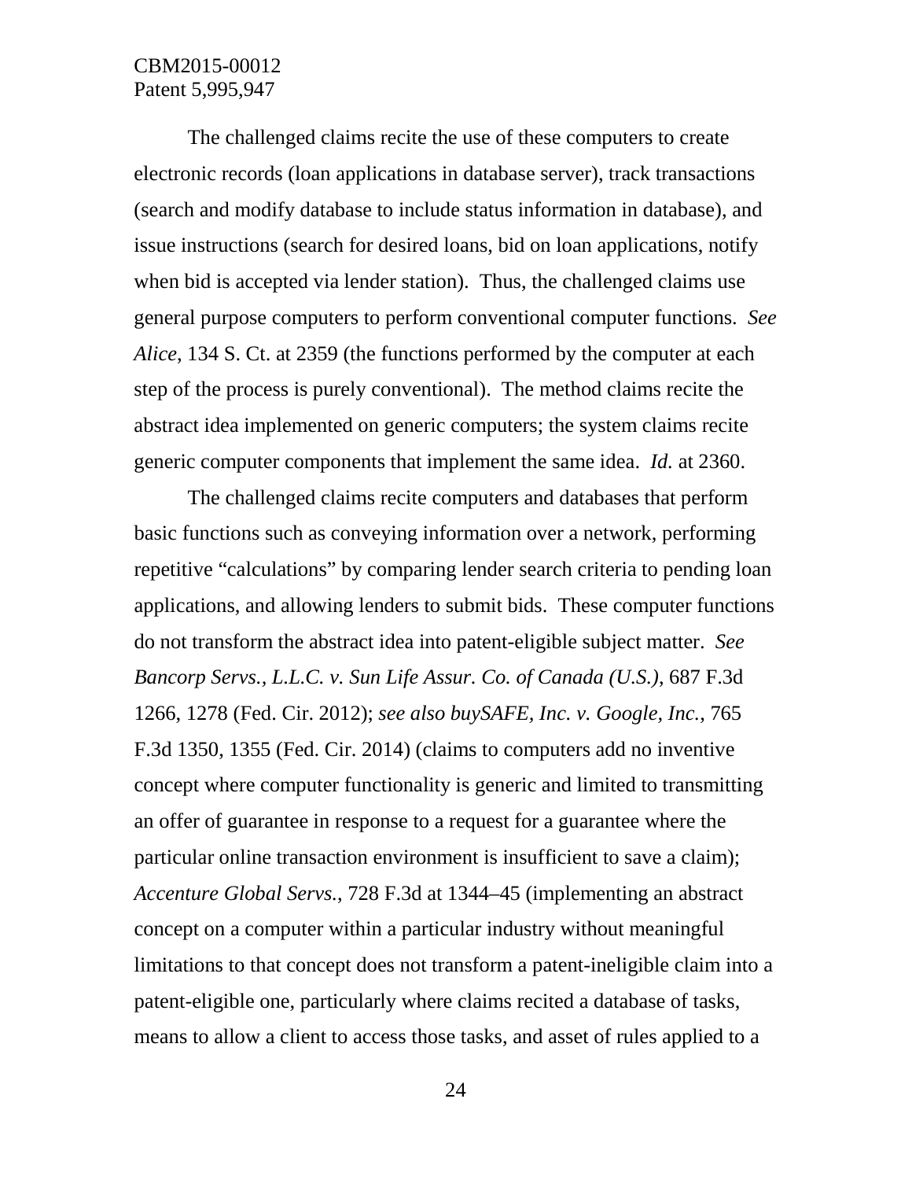The challenged claims recite the use of these computers to create electronic records (loan applications in database server), track transactions (search and modify database to include status information in database), and issue instructions (search for desired loans, bid on loan applications, notify when bid is accepted via lender station). Thus, the challenged claims use general purpose computers to perform conventional computer functions. *See Alice*, 134 S. Ct. at 2359 (the functions performed by the computer at each step of the process is purely conventional). The method claims recite the abstract idea implemented on generic computers; the system claims recite generic computer components that implement the same idea. *Id.* at 2360.

The challenged claims recite computers and databases that perform basic functions such as conveying information over a network, performing repetitive "calculations" by comparing lender search criteria to pending loan applications, and allowing lenders to submit bids. These computer functions do not transform the abstract idea into patent-eligible subject matter. *See Bancorp Servs., L.L.C. v. Sun Life Assur. Co. of Canada (U.S.)*, 687 F.3d 1266, 1278 (Fed. Cir. 2012); *see also buySAFE, Inc. v. Google, Inc.*, 765 F.3d 1350, 1355 (Fed. Cir. 2014) (claims to computers add no inventive concept where computer functionality is generic and limited to transmitting an offer of guarantee in response to a request for a guarantee where the particular online transaction environment is insufficient to save a claim); *Accenture Global Servs.*, 728 F.3d at 1344–45 (implementing an abstract concept on a computer within a particular industry without meaningful limitations to that concept does not transform a patent-ineligible claim into a patent-eligible one, particularly where claims recited a database of tasks, means to allow a client to access those tasks, and asset of rules applied to a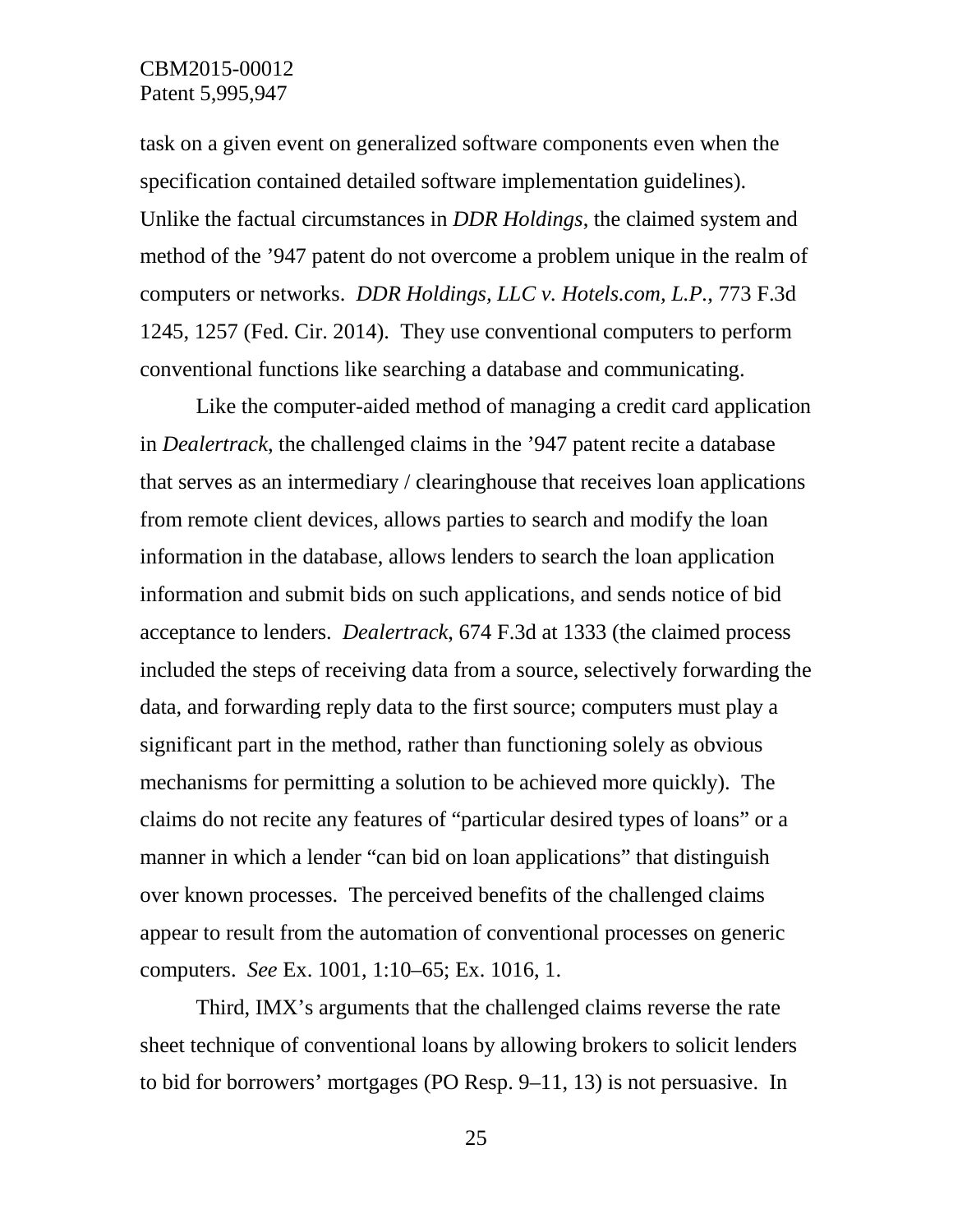task on a given event on generalized software components even when the specification contained detailed software implementation guidelines). Unlike the factual circumstances in *DDR Holdings*, the claimed system and method of the '947 patent do not overcome a problem unique in the realm of computers or networks. *DDR Holdings, LLC v. Hotels.com, L.P.*, 773 F.3d 1245, 1257 (Fed. Cir. 2014). They use conventional computers to perform conventional functions like searching a database and communicating.

Like the computer-aided method of managing a credit card application in *Dealertrack,* the challenged claims in the '947 patent recite a database that serves as an intermediary / clearinghouse that receives loan applications from remote client devices, allows parties to search and modify the loan information in the database, allows lenders to search the loan application information and submit bids on such applications, and sends notice of bid acceptance to lenders. *Dealertrack*, 674 F.3d at 1333 (the claimed process included the steps of receiving data from a source, selectively forwarding the data, and forwarding reply data to the first source; computers must play a significant part in the method, rather than functioning solely as obvious mechanisms for permitting a solution to be achieved more quickly). The claims do not recite any features of "particular desired types of loans" or a manner in which a lender "can bid on loan applications" that distinguish over known processes. The perceived benefits of the challenged claims appear to result from the automation of conventional processes on generic computers. *See* Ex. 1001, 1:10–65; Ex. 1016, 1.

Third, IMX's arguments that the challenged claims reverse the rate sheet technique of conventional loans by allowing brokers to solicit lenders to bid for borrowers' mortgages (PO Resp. 9–11, 13) is not persuasive. In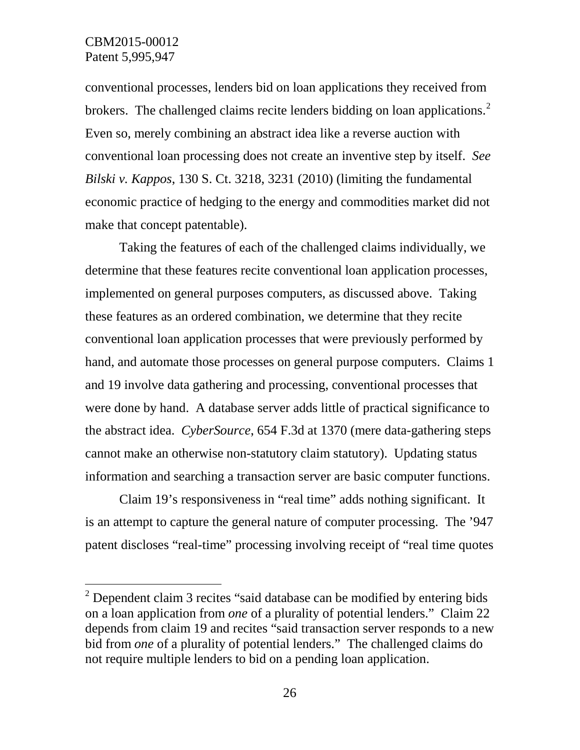conventional processes, lenders bid on loan applications they received from brokers. The challenged claims recite lenders bidding on loan applications.[2] Even so, merely combining an abstract idea like a reverse auction with conventional loan processing does not create an inventive step by itself. *See Bilski v. Kappos*, 130 S. Ct. 3218, 3231 (2010) (limiting the fundamental economic practice of hedging to the energy and commodities market did not make that concept patentable).

Taking the features of each of the challenged claims individually, we determine that these features recite conventional loan application processes, implemented on general purposes computers, as discussed above. Taking these features as an ordered combination, we determine that they recite conventional loan application processes that were previously performed by hand, and automate those processes on general purpose computers. Claims 1 and 19 involve data gathering and processing, conventional processes that were done by hand. A database server adds little of practical significance to the abstract idea. *CyberSource*, 654 F.3d at 1370 (mere data-gathering steps cannot make an otherwise non-statutory claim statutory). Updating status information and searching a transaction server are basic computer functions.

Claim 19's responsiveness in "real time" adds nothing significant. It is an attempt to capture the general nature of computer processing. The '947 patent discloses "real-time" processing involving receipt of "real time quotes

[2] Dependent claim 3 recites "said database can be modified by entering bids on a loan application from *one* of a plurality of potential lenders." Claim 22 depends from claim 19 and recites "said transaction server responds to a new bid from *one* of a plurality of potential lenders." The challenged claims do not require multiple lenders to bid on a pending loan application.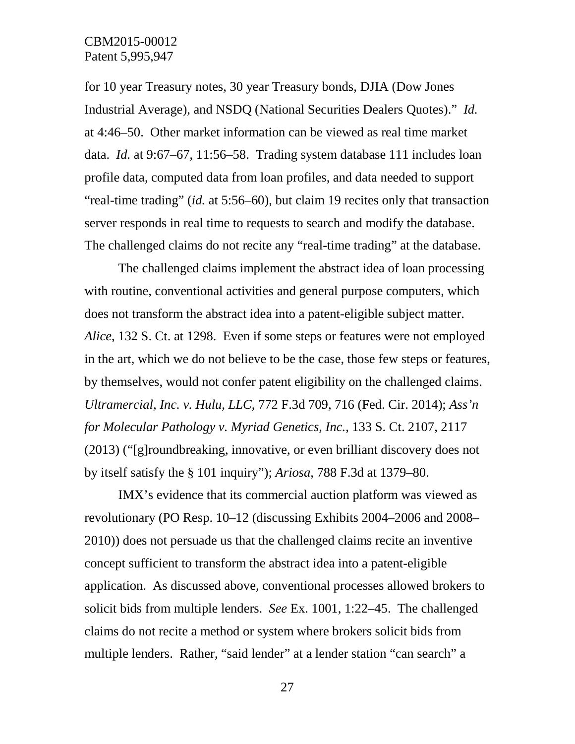for 10 year Treasury notes, 30 year Treasury bonds, DJIA (Dow Jones Industrial Average), and NSDQ (National Securities Dealers Quotes)." *Id.* at 4:46–50. Other market information can be viewed as real time market data. *Id.* at 9:67–67, 11:56–58. Trading system database 111 includes loan profile data, computed data from loan profiles, and data needed to support "real-time trading" (*id.* at 5:56–60), but claim 19 recites only that transaction server responds in real time to requests to search and modify the database. The challenged claims do not recite any "real-time trading" at the database.

The challenged claims implement the abstract idea of loan processing with routine, conventional activities and general purpose computers, which does not transform the abstract idea into a patent-eligible subject matter. *Alice*, 132 S. Ct. at 1298. Even if some steps or features were not employed in the art, which we do not believe to be the case, those few steps or features, by themselves, would not confer patent eligibility on the challenged claims. *Ultramercial, Inc. v. Hulu, LLC*, 772 F.3d 709, 716 (Fed. Cir. 2014); *Ass'n for Molecular Pathology v. Myriad Genetics, Inc.*, 133 S. Ct. 2107, 2117 (2013) ("[g]roundbreaking, innovative, or even brilliant discovery does not by itself satisfy the § 101 inquiry"); *Ariosa*, 788 F.3d at 1379–80.

IMX's evidence that its commercial auction platform was viewed as revolutionary (PO Resp. 10–12 (discussing Exhibits 2004–2006 and 2008–2010)) does not persuade us that the challenged claims recite an inventive concept sufficient to transform the abstract idea into a patent-eligible application. As discussed above, conventional processes allowed brokers to solicit bids from multiple lenders. *See* Ex. 1001, 1:22–45. The challenged claims do not recite a method or system where brokers solicit bids from multiple lenders. Rather, "said lender" at a lender station "can search" a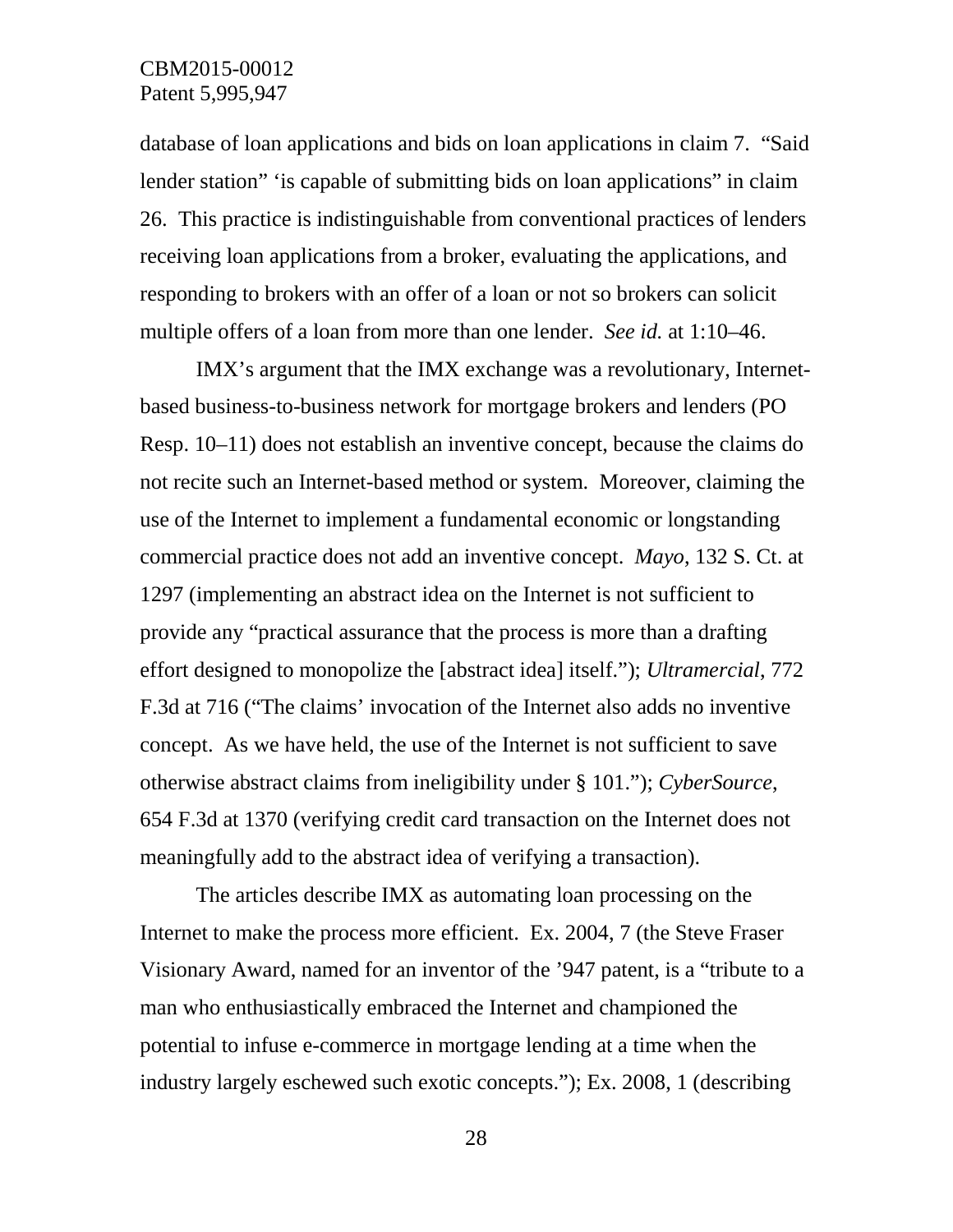database of loan applications and bids on loan applications in claim 7. "Said lender station" 'is capable of submitting bids on loan applications" in claim 26. This practice is indistinguishable from conventional practices of lenders receiving loan applications from a broker, evaluating the applications, and responding to brokers with an offer of a loan or not so brokers can solicit multiple offers of a loan from more than one lender. *See id.* at 1:10–46.

IMX's argument that the IMX exchange was a revolutionary, Internet-based business-to-business network for mortgage brokers and lenders (PO Resp. 10–11) does not establish an inventive concept, because the claims do not recite such an Internet-based method or system. Moreover, claiming the use of the Internet to implement a fundamental economic or longstanding commercial practice does not add an inventive concept. *Mayo*, 132 S. Ct. at 1297 (implementing an abstract idea on the Internet is not sufficient to provide any "practical assurance that the process is more than a drafting effort designed to monopolize the [abstract idea] itself."); *Ultramercial*, 772 F.3d at 716 ("The claims' invocation of the Internet also adds no inventive concept. As we have held, the use of the Internet is not sufficient to save otherwise abstract claims from ineligibility under § 101."); *CyberSource*, 654 F.3d at 1370 (verifying credit card transaction on the Internet does not meaningfully add to the abstract idea of verifying a transaction).

The articles describe IMX as automating loan processing on the Internet to make the process more efficient. Ex. 2004, 7 (the Steve Fraser Visionary Award, named for an inventor of the '947 patent, is a "tribute to a man who enthusiastically embraced the Internet and championed the potential to infuse e-commerce in mortgage lending at a time when the industry largely eschewed such exotic concepts."); Ex. 2008, 1 (describing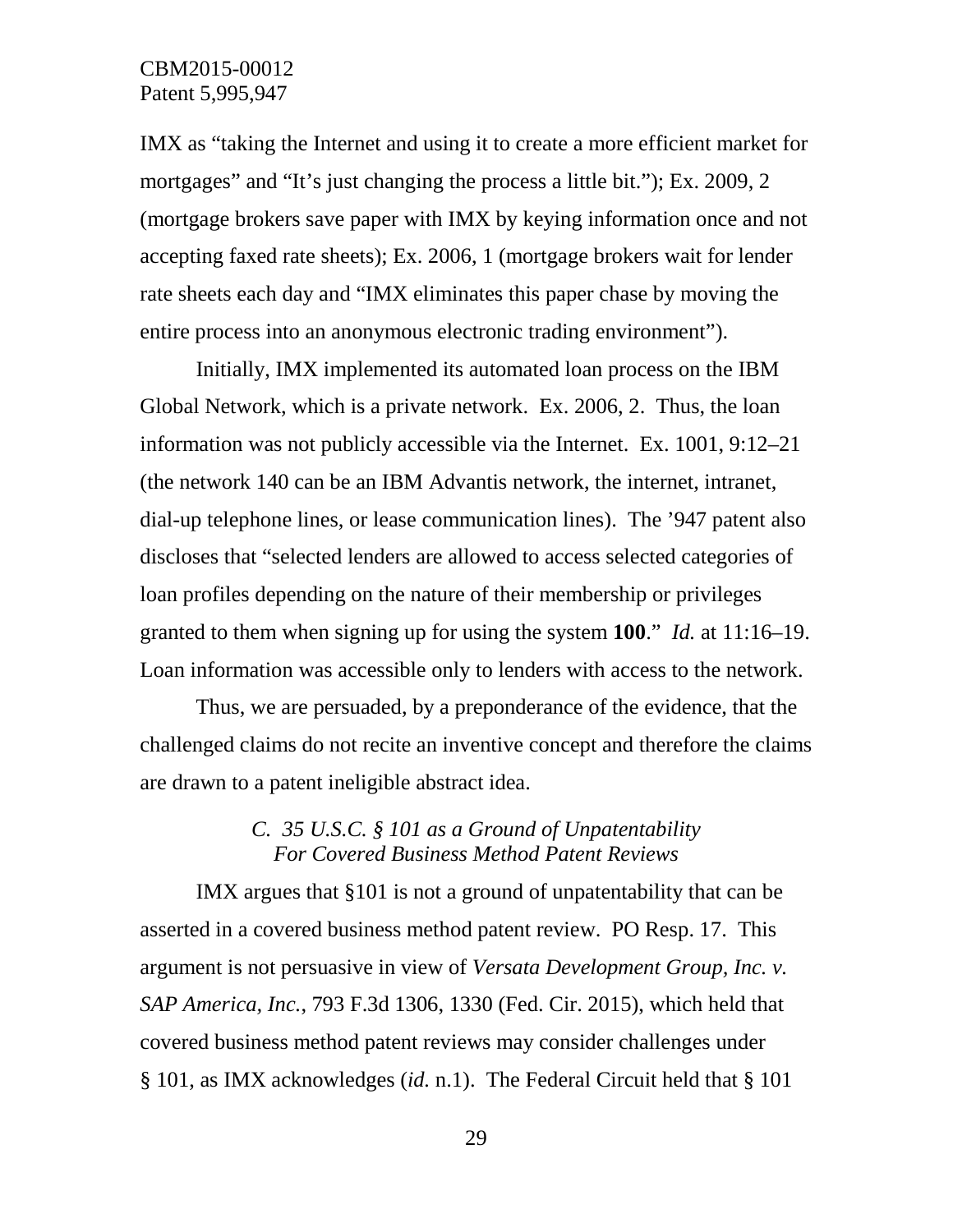IMX as "taking the Internet and using it to create a more efficient market for mortgages" and "It's just changing the process a little bit."); Ex. 2009, 2 (mortgage brokers save paper with IMX by keying information once and not accepting faxed rate sheets); Ex. 2006, 1 (mortgage brokers wait for lender rate sheets each day and "IMX eliminates this paper chase by moving the entire process into an anonymous electronic trading environment").

Initially, IMX implemented its automated loan process on the IBM Global Network, which is a private network. Ex. 2006, 2. Thus, the loan information was not publicly accessible via the Internet. Ex. 1001, 9:12–21 (the network 140 can be an IBM Advantis network, the internet, intranet, dial-up telephone lines, or lease communication lines). The '947 patent also discloses that "selected lenders are allowed to access selected categories of loan profiles depending on the nature of their membership or privileges granted to them when signing up for using the system **100**." *Id.* at 11:16–19. Loan information was accessible only to lenders with access to the network.

Thus, we are persuaded, by a preponderance of the evidence, that the challenged claims do not recite an inventive concept and therefore the claims are drawn to a patent ineligible abstract idea.

### *C. 35 U.S.C. § 101 as a Ground of Unpatentability For Covered Business Method Patent Reviews*

IMX argues that §101 is not a ground of unpatentability that can be asserted in a covered business method patent review. PO Resp. 17. This argument is not persuasive in view of *Versata Development Group, Inc. v. SAP America, Inc.*, 793 F.3d 1306, 1330 (Fed. Cir. 2015), which held that covered business method patent reviews may consider challenges under § 101, as IMX acknowledges (*id.* n.1). The Federal Circuit held that § 101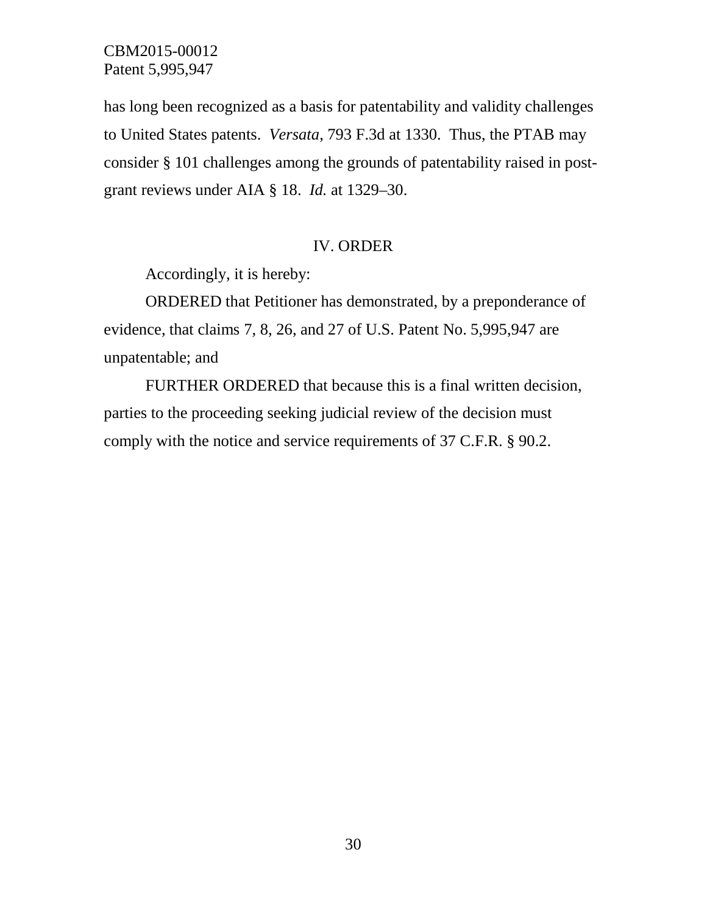has long been recognized as a basis for patentability and validity challenges to United States patents. *Versata*, 793 F.3d at 1330. Thus, the PTAB may consider § 101 challenges among the grounds of patentability raised in post-grant reviews under AIA § 18. *Id.* at 1329–30.

## IV. ORDER

Accordingly, it is hereby:

ORDERED that Petitioner has demonstrated, by a preponderance of evidence, that claims 7, 8, 26, and 27 of U.S. Patent No. 5,995,947 are unpatentable; and

FURTHER ORDERED that because this is a final written decision, parties to the proceeding seeking judicial review of the decision must comply with the notice and service requirements of 37 C.F.R. § 90.2.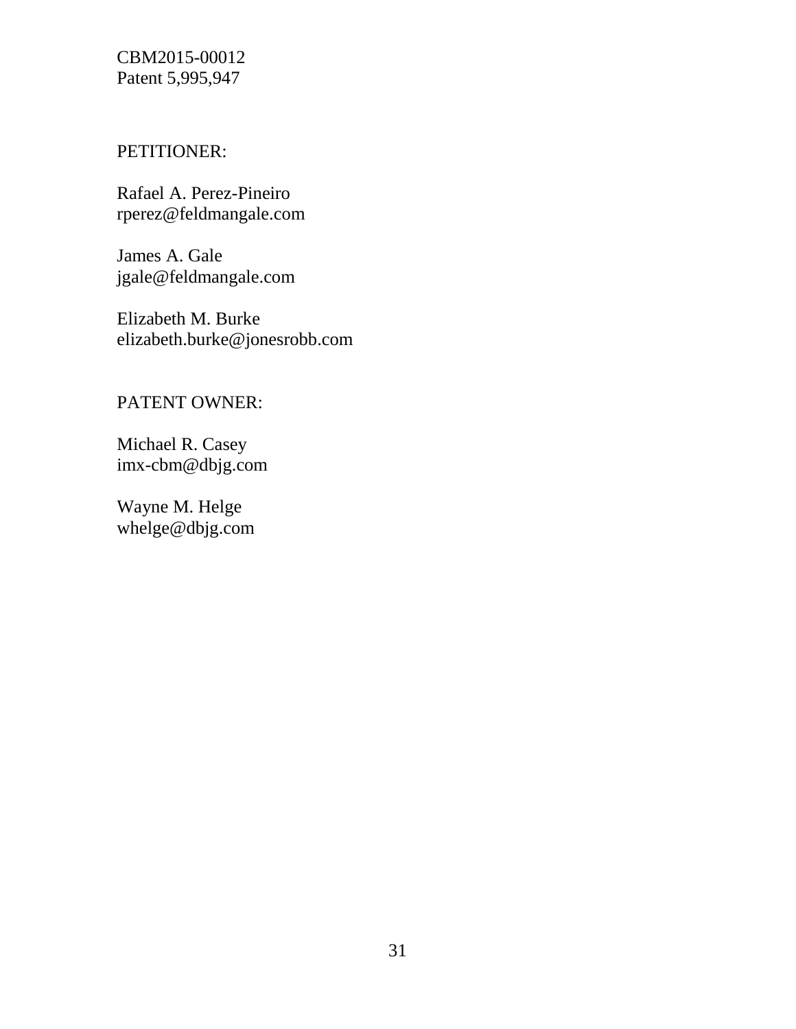PETITIONER:

Rafael A. Perez-Pineiro
rperez@feldmangale.com

James A. Gale
jgale@feldmangale.com

Elizabeth M. Burke
elizabeth.burke@jonesrobb.com

PATENT OWNER:

Michael R. Casey
imx-cbm@dbjg.com

Wayne M. Helge
whelge@dbjg.com